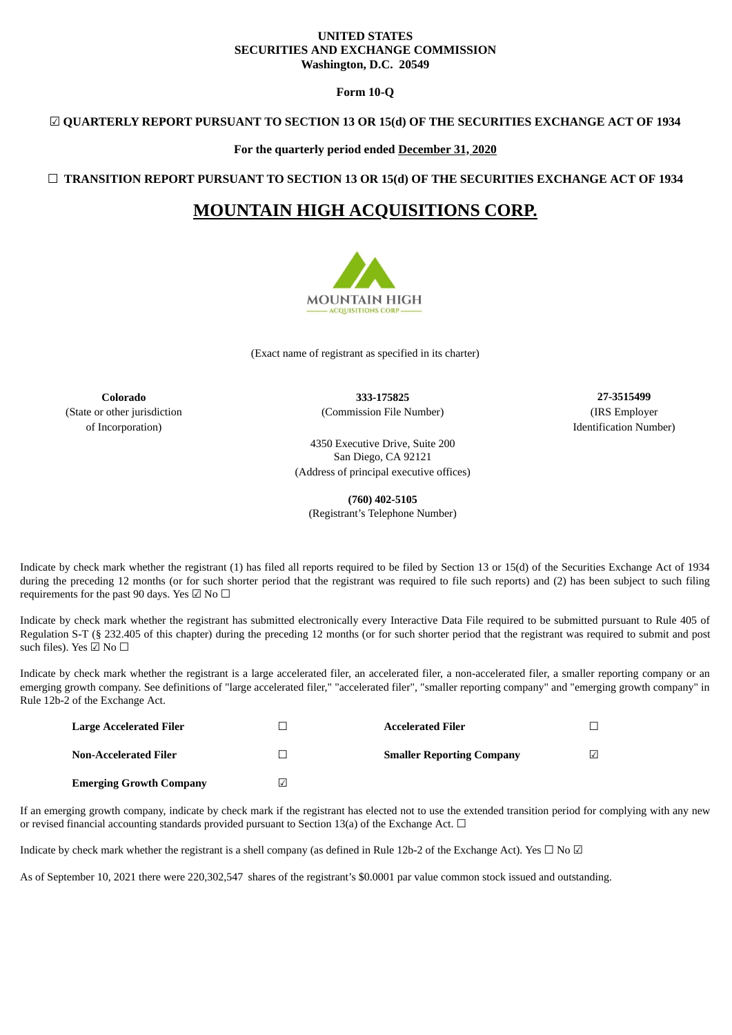**UNITED STATES**
**SECURITIES AND EXCHANGE COMMISSION**
**Washington, D.C. 20549**

**Form 10-Q**

☑ **QUARTERLY REPORT PURSUANT TO SECTION 13 OR 15(d) OF THE SECURITIES EXCHANGE ACT OF 1934**

**For the quarterly period ended December 31, 2020**

☐ **TRANSITION REPORT PURSUANT TO SECTION 13 OR 15(d) OF THE SECURITIES EXCHANGE ACT OF 1934**

# MOUNTAIN HIGH ACQUISITIONS CORP.

(Exact name of registrant as specified in its charter)

| **Colorado** | **333-175825** | **27-3515499** |
|---|---|---|
| (State or other jurisdiction of Incorporation) | (Commission File Number) | (IRS Employer Identification Number) |

4350 Executive Drive, Suite 200
San Diego, CA 92121
(Address of principal executive offices)

**(760) 402-5105**
(Registrant's Telephone Number)

Indicate by check mark whether the registrant (1) has filed all reports required to be filed by Section 13 or 15(d) of the Securities Exchange Act of 1934 during the preceding 12 months (or for such shorter period that the registrant was required to file such reports) and (2) has been subject to such filing requirements for the past 90 days. Yes ☑ No ☐

Indicate by check mark whether the registrant has submitted electronically every Interactive Data File required to be submitted pursuant to Rule 405 of Regulation S-T (§ 232.405 of this chapter) during the preceding 12 months (or for such shorter period that the registrant was required to submit and post such files). Yes ☑ No ☐

Indicate by check mark whether the registrant is a large accelerated filer, an accelerated filer, a non-accelerated filer, a smaller reporting company or an emerging growth company. See definitions of "large accelerated filer," "accelerated filer", "smaller reporting company" and "emerging growth company" in Rule 12b-2 of the Exchange Act.

| | | | |
|---|---|---|---|
| **Large Accelerated Filer** | ☐ | **Accelerated Filer** | ☐ |
| **Non-Accelerated Filer** | ☐ | **Smaller Reporting Company** | ☑ |
| **Emerging Growth Company** | ☑ | | |

If an emerging growth company, indicate by check mark if the registrant has elected not to use the extended transition period for complying with any new or revised financial accounting standards provided pursuant to Section 13(a) of the Exchange Act. ☐

Indicate by check mark whether the registrant is a shell company (as defined in Rule 12b-2 of the Exchange Act). Yes ☐ No ☑

As of September 10, 2021 there were 220,302,547 shares of the registrant's $0.0001 par value common stock issued and outstanding.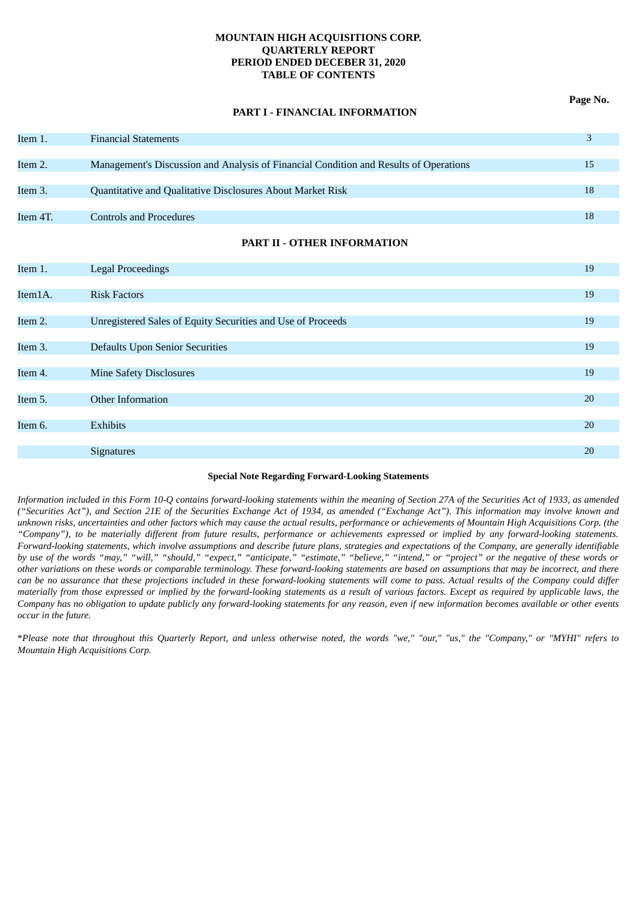**MOUNTAIN HIGH ACQUISITIONS CORP.**
**QUARTERLY REPORT**
**PERIOD ENDED DECEBER 31, 2020**
**TABLE OF CONTENTS**

| | | Page No. |
|---|---|---|
| | **PART I - FINANCIAL INFORMATION** | |
| Item 1. | Financial Statements | 3 |
| Item 2. | Management's Discussion and Analysis of Financial Condition and Results of Operations | 15 |
| Item 3. | Quantitative and Qualitative Disclosures About Market Risk | 18 |
| Item 4T. | Controls and Procedures | 18 |
| | **PART II - OTHER INFORMATION** | |
| Item 1. | Legal Proceedings | 19 |
| Item1A. | Risk Factors | 19 |
| Item 2. | Unregistered Sales of Equity Securities and Use of Proceeds | 19 |
| Item 3. | Defaults Upon Senior Securities | 19 |
| Item 4. | Mine Safety Disclosures | 19 |
| Item 5. | Other Information | 20 |
| Item 6. | Exhibits | 20 |
| | Signatures | 20 |

**Special Note Regarding Forward-Looking Statements**

*Information included in this Form 10-Q contains forward-looking statements within the meaning of Section 27A of the Securities Act of 1933, as amended ("Securities Act"), and Section 21E of the Securities Exchange Act of 1934, as amended ("Exchange Act"). This information may involve known and unknown risks, uncertainties and other factors which may cause the actual results, performance or achievements of Mountain High Acquisitions Corp. (the "Company"), to be materially different from future results, performance or achievements expressed or implied by any forward-looking statements. Forward-looking statements, which involve assumptions and describe future plans, strategies and expectations of the Company, are generally identifiable by use of the words "may," "will," "should," "expect," "anticipate," "estimate," "believe," "intend," or "project" or the negative of these words or other variations on these words or comparable terminology. These forward-looking statements are based on assumptions that may be incorrect, and there can be no assurance that these projections included in these forward-looking statements will come to pass. Actual results of the Company could differ materially from those expressed or implied by the forward-looking statements as a result of various factors. Except as required by applicable laws, the Company has no obligation to update publicly any forward-looking statements for any reason, even if new information becomes available or other events occur in the future.*

**Please note that throughout this Quarterly Report, and unless otherwise noted, the words "we," "our," "us," the "Company," or "MYHI" refers to Mountain High Acquisitions Corp.*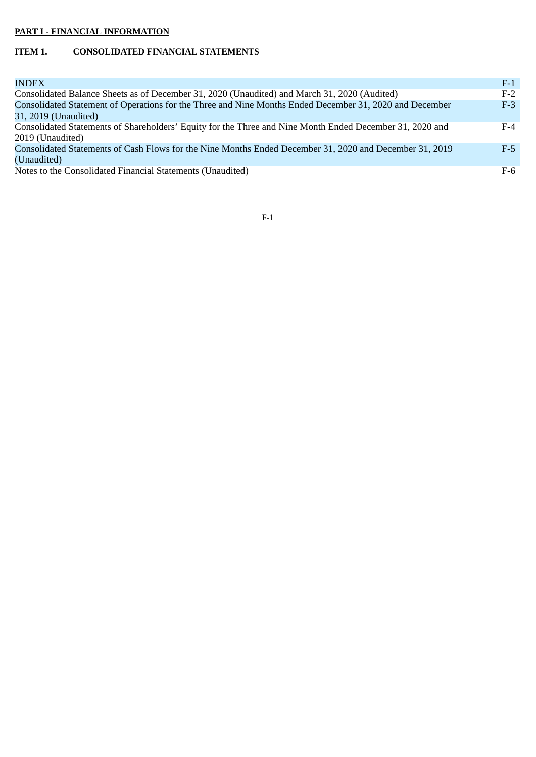**PART I - FINANCIAL INFORMATION**

**ITEM 1. CONSOLIDATED FINANCIAL STATEMENTS**

| | |
|---|---|
| INDEX | F-1 |
| Consolidated Balance Sheets as of December 31, 2020 (Unaudited) and March 31, 2020 (Audited) | F-2 |
| Consolidated Statement of Operations for the Three and Nine Months Ended December 31, 2020 and December 31, 2019 (Unaudited) | F-3 |
| Consolidated Statements of Shareholders' Equity for the Three and Nine Month Ended December 31, 2020 and 2019 (Unaudited) | F-4 |
| Consolidated Statements of Cash Flows for the Nine Months Ended December 31, 2020 and December 31, 2019 (Unaudited) | F-5 |
| Notes to the Consolidated Financial Statements (Unaudited) | F-6 |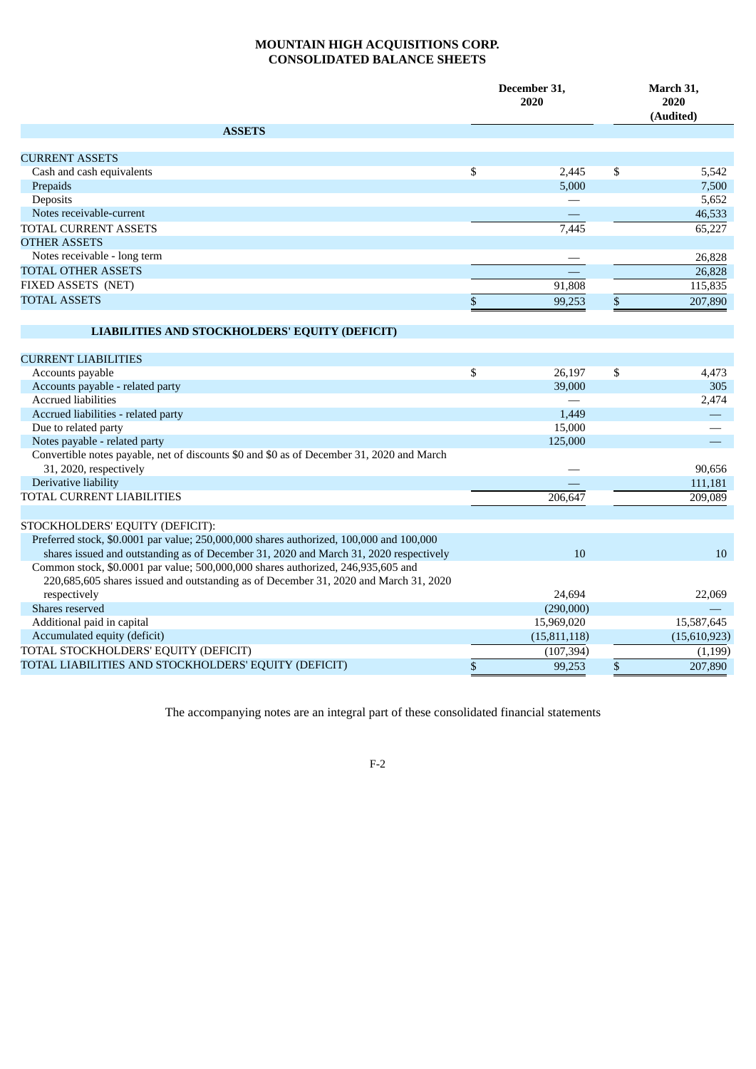# MOUNTAIN HIGH ACQUISITIONS CORP.
## CONSOLIDATED BALANCE SHEETS

| | December 31, 2020 | March 31, 2020 (Audited) |
|---|---|---|
| **ASSETS** | | |
| CURRENT ASSETS | | |
| Cash and cash equivalents | $ 2,445 | $ 5,542 |
| Prepaids | 5,000 | 7,500 |
| Deposits | — | 5,652 |
| Notes receivable-current | — | 46,533 |
| TOTAL CURRENT ASSETS | 7,445 | 65,227 |
| OTHER ASSETS | | |
| Notes receivable - long term | — | 26,828 |
| TOTAL OTHER ASSETS | — | 26,828 |
| FIXED ASSETS (NET) | 91,808 | 115,835 |
| TOTAL ASSETS | $ 99,253 | $ 207,890 |
| **LIABILITIES AND STOCKHOLDERS' EQUITY (DEFICIT)** | | |
| CURRENT LIABILITIES | | |
| Accounts payable | $ 26,197 | $ 4,473 |
| Accounts payable - related party | 39,000 | 305 |
| Accrued liabilities | — | 2,474 |
| Accrued liabilities - related party | 1,449 | — |
| Due to related party | 15,000 | — |
| Notes payable - related party | 125,000 | — |
| Convertible notes payable, net of discounts $0 and $0 as of December 31, 2020 and March 31, 2020, respectively | — | 90,656 |
| Derivative liability | — | 111,181 |
| TOTAL CURRENT LIABILITIES | 206,647 | 209,089 |
| STOCKHOLDERS' EQUITY (DEFICIT): | | |
| Preferred stock, $0.0001 par value; 250,000,000 shares authorized, 100,000 and 100,000 shares issued and outstanding as of December 31, 2020 and March 31, 2020 respectively | 10 | 10 |
| Common stock, $0.0001 par value; 500,000,000 shares authorized, 246,935,605 and 220,685,605 shares issued and outstanding as of December 31, 2020 and March 31, 2020 respectively | 24,694 | 22,069 |
| Shares reserved | (290,000) | — |
| Additional paid in capital | 15,969,020 | 15,587,645 |
| Accumulated equity (deficit) | (15,811,118) | (15,610,923) |
| TOTAL STOCKHOLDERS' EQUITY (DEFICIT) | (107,394) | (1,199) |
| TOTAL LIABILITIES AND STOCKHOLDERS' EQUITY (DEFICIT) | $ 99,253 | $ 207,890 |

The accompanying notes are an integral part of these consolidated financial statements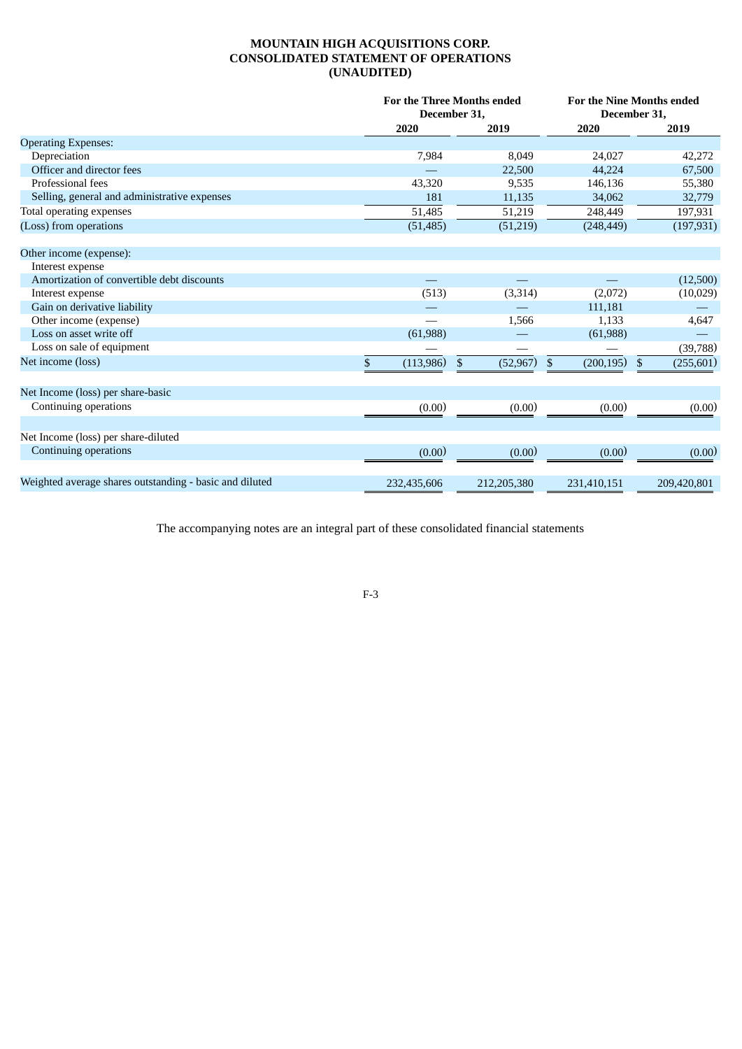# MOUNTAIN HIGH ACQUISITIONS CORP.
# CONSOLIDATED STATEMENT OF OPERATIONS
# (UNAUDITED)

| | For the Three Months ended December 31, | | For the Nine Months ended December 31, | |
|---|---|---|---|---|
| | 2020 | 2019 | 2020 | 2019 |
| Operating Expenses: | | | | |
| Depreciation | 7,984 | 8,049 | 24,027 | 42,272 |
| Officer and director fees | — | 22,500 | 44,224 | 67,500 |
| Professional fees | 43,320 | 9,535 | 146,136 | 55,380 |
| Selling, general and administrative expenses | 181 | 11,135 | 34,062 | 32,779 |
| Total operating expenses | 51,485 | 51,219 | 248,449 | 197,931 |
| (Loss) from operations | (51,485) | (51,219) | (248,449) | (197,931) |
| | | | | |
| Other income (expense): | | | | |
| Interest expense | | | | |
| Amortization of convertible debt discounts | — | — | — | (12,500) |
| Interest expense | (513) | (3,314) | (2,072) | (10,029) |
| Gain on derivative liability | — | — | 111,181 | — |
| Other income (expense) | — | 1,566 | 1,133 | 4,647 |
| Loss on asset write off | (61,988) | — | (61,988) | — |
| Loss on sale of equipment | — | — | — | (39,788) |
| Net income (loss) | $ (113,986) | $ (52,967) | $ (200,195) | $ (255,601) |
| | | | | |
| Net Income (loss) per share-basic | | | | |
| Continuing operations | (0.00) | (0.00) | (0.00) | (0.00) |
| | | | | |
| Net Income (loss) per share-diluted | | | | |
| Continuing operations | (0.00) | (0.00) | (0.00) | (0.00) |
| | | | | |
| Weighted average shares outstanding - basic and diluted | 232,435,606 | 212,205,380 | 231,410,151 | 209,420,801 |

The accompanying notes are an integral part of these consolidated financial statements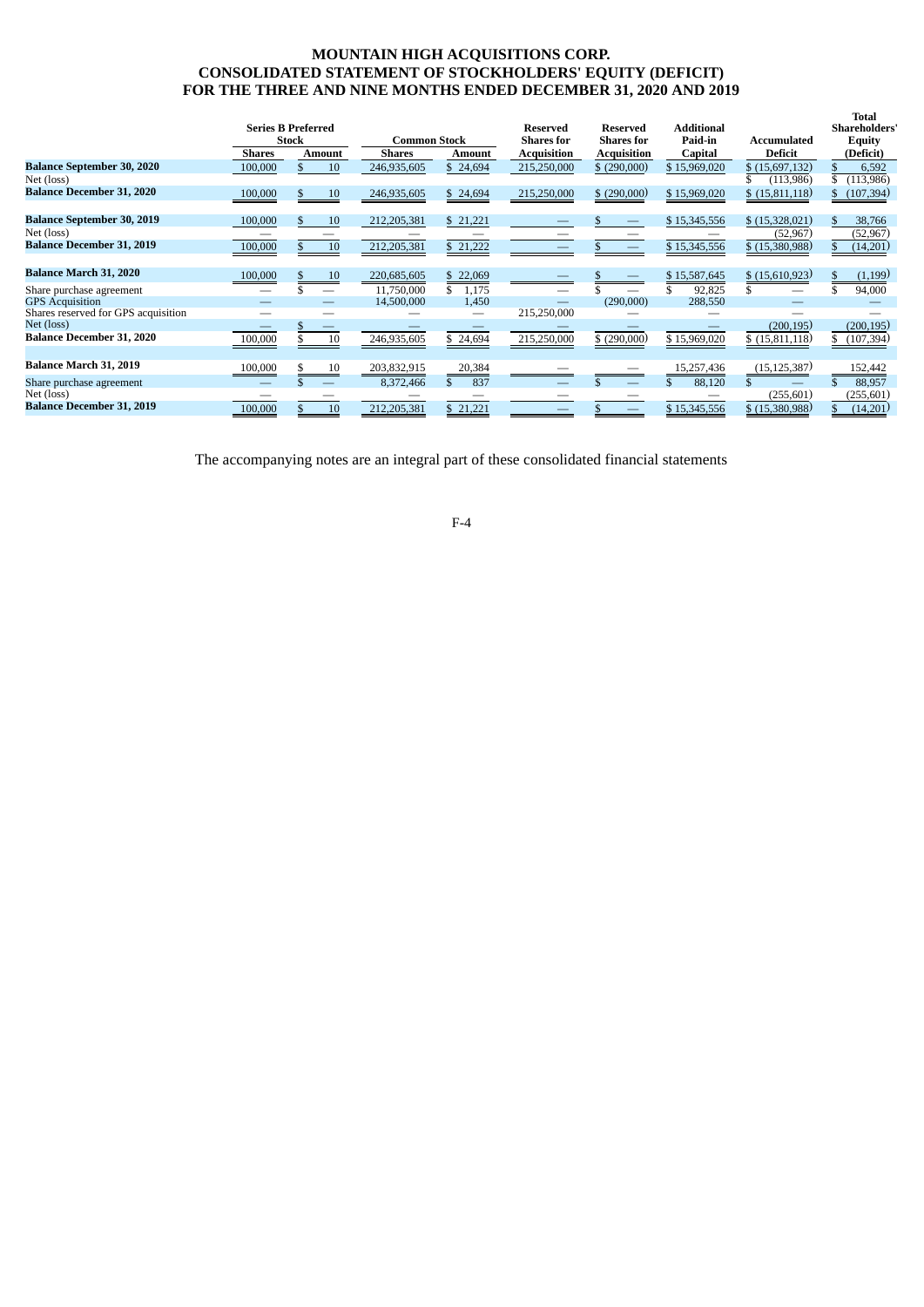# MOUNTAIN HIGH ACQUISITIONS CORP.
## CONSOLIDATED STATEMENT OF STOCKHOLDERS' EQUITY (DEFICIT)
## FOR THE THREE AND NINE MONTHS ENDED DECEMBER 31, 2020 AND 2019

| | Series B Preferred Stock | | Common Stock | | Reserved Shares for Acquisition | Reserved Shares for Acquisition | Additional Paid-in Capital | Accumulated Deficit | Total Shareholders' Equity (Deficit) |
|---|---|---|---|---|---|---|---|---|---|
| | Shares | Amount | Shares | Amount | | | | | |
| **Balance September 30, 2020** | 100,000 | $ 10 | 246,935,605 | $ 24,694 | 215,250,000 | $ (290,000) | $ 15,969,020 | $ (15,697,132) | $ 6,592 |
| Net (loss) | | | | | | | | $ (113,986) | $ (113,986) |
| **Balance December 31, 2020** | 100,000 | $ 10 | 246,935,605 | $ 24,694 | 215,250,000 | $ (290,000) | $ 15,969,020 | $ (15,811,118) | $ (107,394) |
| **Balance September 30, 2019** | 100,000 | $ 10 | 212,205,381 | $ 21,221 | — | $ — | $ 15,345,556 | $ (15,328,021) | $ 38,766 |
| Net (loss) | — | — | — | — | — | — | — | (52,967) | (52,967) |
| **Balance December 31, 2019** | 100,000 | $ 10 | 212,205,381 | $ 21,222 | — | $ — | $ 15,345,556 | $ (15,380,988) | $ (14,201) |
| **Balance March 31, 2020** | 100,000 | $ 10 | 220,685,605 | $ 22,069 | — | $ — | $ 15,587,645 | $ (15,610,923) | $ (1,199) |
| Share purchase agreement | — | $ — | 11,750,000 | $ 1,175 | — | $ — | $ 92,825 | $ — | $ 94,000 |
| GPS Acquisition | — | — | 14,500,000 | 1,450 | — | (290,000) | 288,550 | — | — |
| Shares reserved for GPS acquisition | — | — | — | — | 215,250,000 | — | — | — | — |
| Net (loss) | — | $ — | — | — | — | — | — | (200,195) | (200,195) |
| **Balance December 31, 2020** | 100,000 | $ 10 | 246,935,605 | $ 24,694 | 215,250,000 | $ (290,000) | $ 15,969,020 | $ (15,811,118) | $ (107,394) |
| **Balance March 31, 2019** | 100,000 | $ 10 | 203,832,915 | 20,384 | — | — | 15,257,436 | (15,125,387) | 152,442 |
| Share purchase agreement | — | $ — | 8,372,466 | $ 837 | — | $ — | $ 88,120 | $ — | $ 88,957 |
| Net (loss) | — | — | — | — | — | — | — | (255,601) | (255,601) |
| **Balance December 31, 2019** | 100,000 | $ 10 | 212,205,381 | $ 21,221 | — | $ — | $ 15,345,556 | $ (15,380,988) | $ (14,201) |

The accompanying notes are an integral part of these consolidated financial statements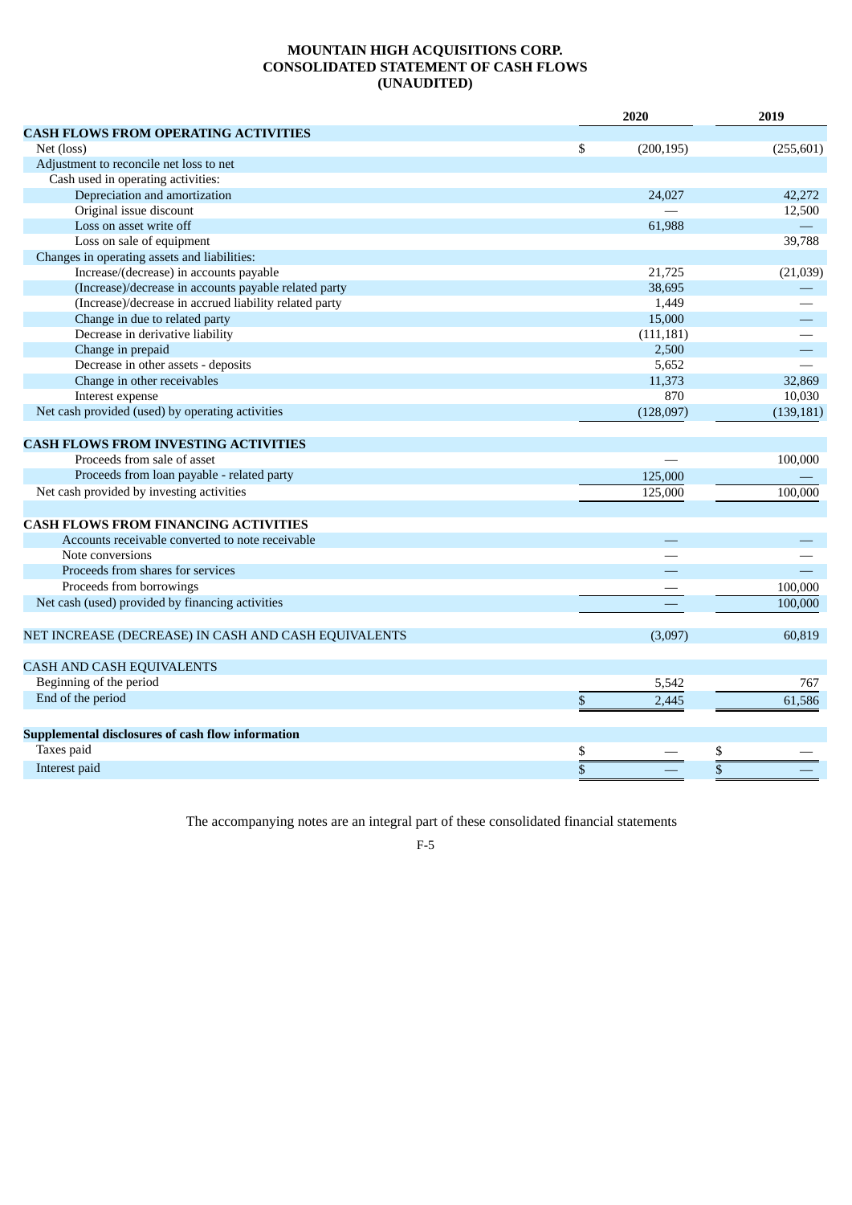# MOUNTAIN HIGH ACQUISITIONS CORP.
## CONSOLIDATED STATEMENT OF CASH FLOWS
## (UNAUDITED)

| | 2020 | 2019 |
|---|---|---|
| **CASH FLOWS FROM OPERATING ACTIVITIES** | | |
| Net (loss) | $ (200,195) | (255,601) |
| Adjustment to reconcile net loss to net | | |
| Cash used in operating activities: | | |
| Depreciation and amortization | 24,027 | 42,272 |
| Original issue discount | — | 12,500 |
| Loss on asset write off | 61,988 | — |
| Loss on sale of equipment | | 39,788 |
| Changes in operating assets and liabilities: | | |
| Increase/(decrease) in accounts payable | 21,725 | (21,039) |
| (Increase)/decrease in accounts payable related party | 38,695 | — |
| (Increase)/decrease in accrued liability related party | 1,449 | — |
| Change in due to related party | 15,000 | — |
| Decrease in derivative liability | (111,181) | — |
| Change in prepaid | 2,500 | — |
| Decrease in other assets - deposits | 5,652 | — |
| Change in other receivables | 11,373 | 32,869 |
| Interest expense | 870 | 10,030 |
| Net cash provided (used) by operating activities | (128,097) | (139,181) |
| | | |
| **CASH FLOWS FROM INVESTING ACTIVITIES** | | |
| Proceeds from sale of asset | — | 100,000 |
| Proceeds from loan payable - related party | 125,000 | — |
| Net cash provided by investing activities | 125,000 | 100,000 |
| | | |
| **CASH FLOWS FROM FINANCING ACTIVITIES** | | |
| Accounts receivable converted to note receivable | — | — |
| Note conversions | — | — |
| Proceeds from shares for services | — | — |
| Proceeds from borrowings | — | 100,000 |
| Net cash (used) provided by financing activities | — | 100,000 |
| | | |
| NET INCREASE (DECREASE) IN CASH AND CASH EQUIVALENTS | (3,097) | 60,819 |
| | | |
| CASH AND CASH EQUIVALENTS | | |
| Beginning of the period | 5,542 | 767 |
| End of the period | $ 2,445 | 61,586 |
| | | |
| **Supplemental disclosures of cash flow information** | | |
| Taxes paid | $ — | $ — |
| Interest paid | $ — | $ — |

The accompanying notes are an integral part of these consolidated financial statements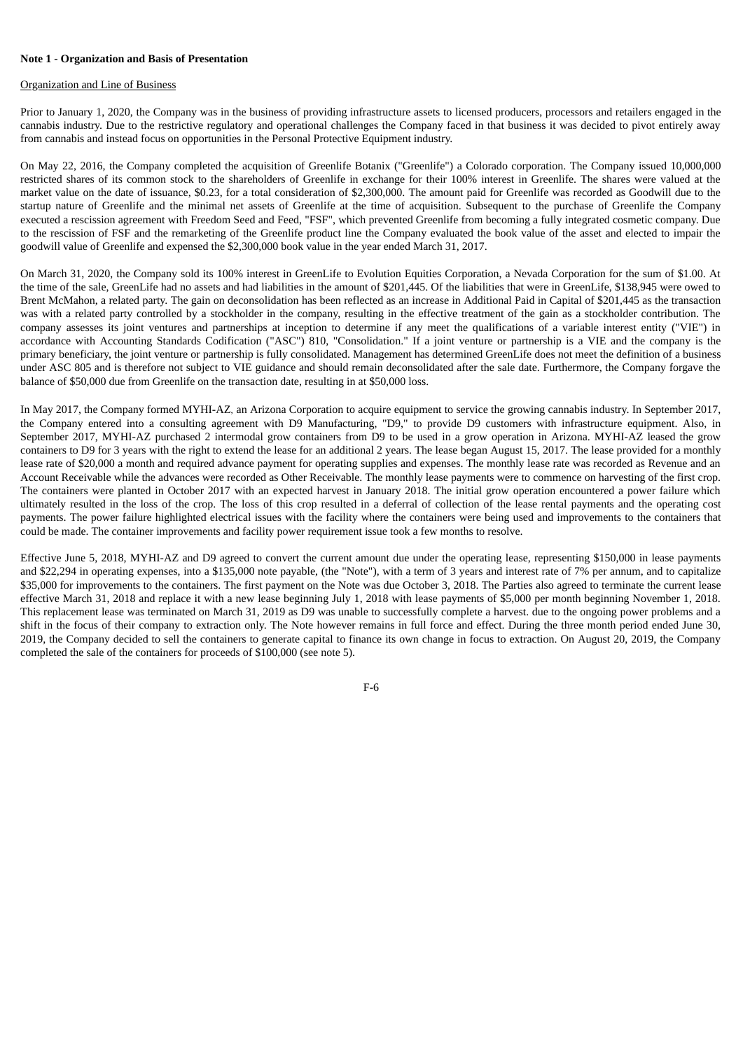**Note 1 - Organization and Basis of Presentation**

Organization and Line of Business

Prior to January 1, 2020, the Company was in the business of providing infrastructure assets to licensed producers, processors and retailers engaged in the cannabis industry. Due to the restrictive regulatory and operational challenges the Company faced in that business it was decided to pivot entirely away from cannabis and instead focus on opportunities in the Personal Protective Equipment industry.

On May 22, 2016, the Company completed the acquisition of Greenlife Botanix ("Greenlife") a Colorado corporation. The Company issued 10,000,000 restricted shares of its common stock to the shareholders of Greenlife in exchange for their 100% interest in Greenlife. The shares were valued at the market value on the date of issuance, \$0.23, for a total consideration of \$2,300,000. The amount paid for Greenlife was recorded as Goodwill due to the startup nature of Greenlife and the minimal net assets of Greenlife at the time of acquisition. Subsequent to the purchase of Greenlife the Company executed a rescission agreement with Freedom Seed and Feed, "FSF", which prevented Greenlife from becoming a fully integrated cosmetic company. Due to the rescission of FSF and the remarketing of the Greenlife product line the Company evaluated the book value of the asset and elected to impair the goodwill value of Greenlife and expensed the \$2,300,000 book value in the year ended March 31, 2017.

On March 31, 2020, the Company sold its 100% interest in GreenLife to Evolution Equities Corporation, a Nevada Corporation for the sum of \$1.00. At the time of the sale, GreenLife had no assets and had liabilities in the amount of \$201,445. Of the liabilities that were in GreenLife, \$138,945 were owed to Brent McMahon, a related party. The gain on deconsolidation has been reflected as an increase in Additional Paid in Capital of \$201,445 as the transaction was with a related party controlled by a stockholder in the company, resulting in the effective treatment of the gain as a stockholder contribution. The company assesses its joint ventures and partnerships at inception to determine if any meet the qualifications of a variable interest entity ("VIE") in accordance with Accounting Standards Codification ("ASC") 810, "Consolidation." If a joint venture or partnership is a VIE and the company is the primary beneficiary, the joint venture or partnership is fully consolidated. Management has determined GreenLife does not meet the definition of a business under ASC 805 and is therefore not subject to VIE guidance and should remain deconsolidated after the sale date. Furthermore, the Company forgave the balance of \$50,000 due from Greenlife on the transaction date, resulting in at \$50,000 loss.

In May 2017, the Company formed MYHI-AZ, an Arizona Corporation to acquire equipment to service the growing cannabis industry. In September 2017, the Company entered into a consulting agreement with D9 Manufacturing, "D9," to provide D9 customers with infrastructure equipment. Also, in September 2017, MYHI-AZ purchased 2 intermodal grow containers from D9 to be used in a grow operation in Arizona. MYHI-AZ leased the grow containers to D9 for 3 years with the right to extend the lease for an additional 2 years. The lease began August 15, 2017. The lease provided for a monthly lease rate of \$20,000 a month and required advance payment for operating supplies and expenses. The monthly lease rate was recorded as Revenue and an Account Receivable while the advances were recorded as Other Receivable. The monthly lease payments were to commence on harvesting of the first crop. The containers were planted in October 2017 with an expected harvest in January 2018. The initial grow operation encountered a power failure which ultimately resulted in the loss of the crop. The loss of this crop resulted in a deferral of collection of the lease rental payments and the operating cost payments. The power failure highlighted electrical issues with the facility where the containers were being used and improvements to the containers that could be made. The container improvements and facility power requirement issue took a few months to resolve.

Effective June 5, 2018, MYHI-AZ and D9 agreed to convert the current amount due under the operating lease, representing \$150,000 in lease payments and \$22,294 in operating expenses, into a \$135,000 note payable, (the "Note"), with a term of 3 years and interest rate of 7% per annum, and to capitalize \$35,000 for improvements to the containers. The first payment on the Note was due October 3, 2018. The Parties also agreed to terminate the current lease effective March 31, 2018 and replace it with a new lease beginning July 1, 2018 with lease payments of \$5,000 per month beginning November 1, 2018. This replacement lease was terminated on March 31, 2019 as D9 was unable to successfully complete a harvest. due to the ongoing power problems and a shift in the focus of their company to extraction only. The Note however remains in full force and effect. During the three month period ended June 30, 2019, the Company decided to sell the containers to generate capital to finance its own change in focus to extraction. On August 20, 2019, the Company completed the sale of the containers for proceeds of \$100,000 (see note 5).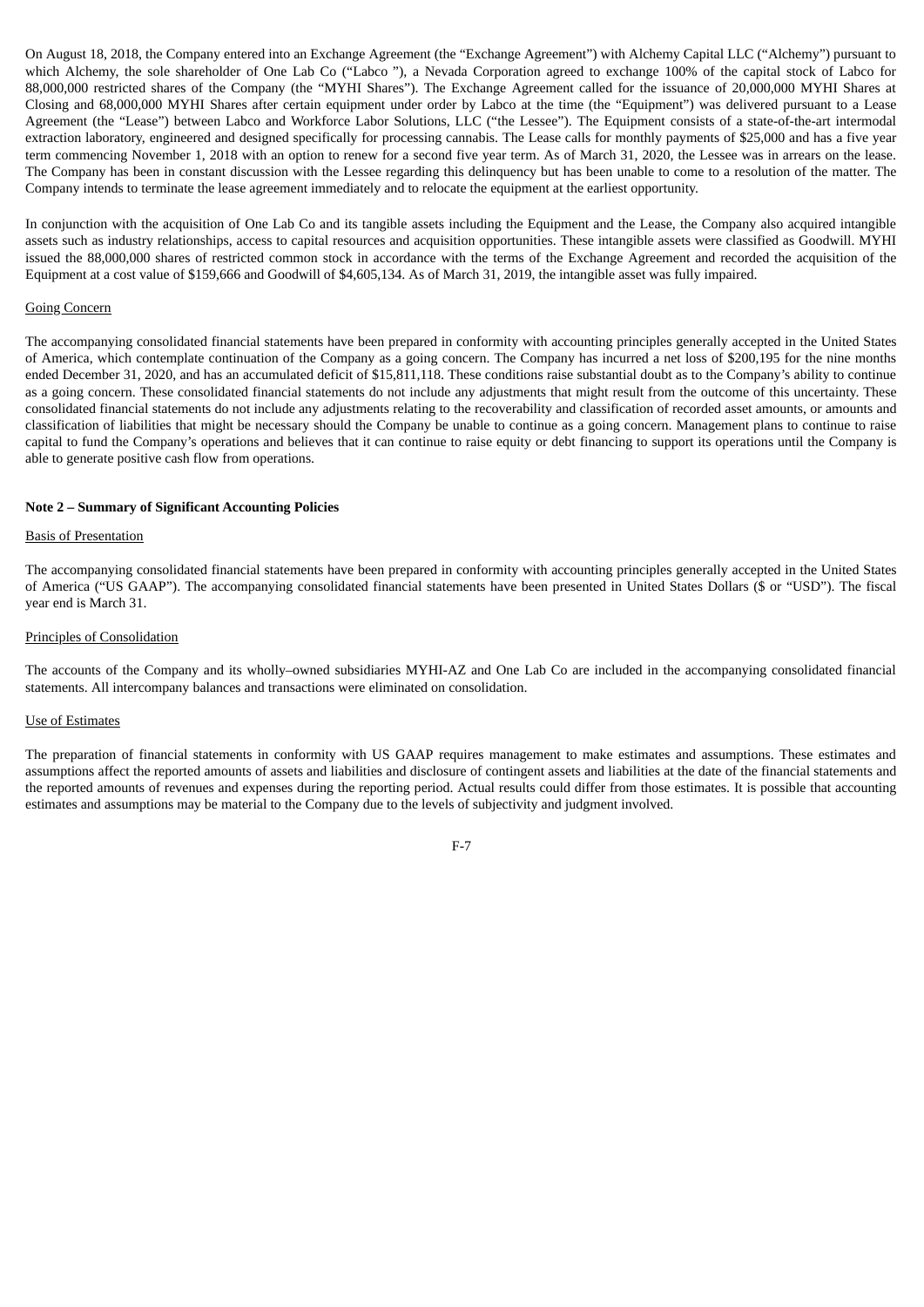On August 18, 2018, the Company entered into an Exchange Agreement (the "Exchange Agreement") with Alchemy Capital LLC ("Alchemy") pursuant to which Alchemy, the sole shareholder of One Lab Co ("Labco "), a Nevada Corporation agreed to exchange 100% of the capital stock of Labco for 88,000,000 restricted shares of the Company (the "MYHI Shares"). The Exchange Agreement called for the issuance of 20,000,000 MYHI Shares at Closing and 68,000,000 MYHI Shares after certain equipment under order by Labco at the time (the "Equipment") was delivered pursuant to a Lease Agreement (the "Lease") between Labco and Workforce Labor Solutions, LLC ("the Lessee"). The Equipment consists of a state-of-the-art intermodal extraction laboratory, engineered and designed specifically for processing cannabis. The Lease calls for monthly payments of $25,000 and has a five year term commencing November 1, 2018 with an option to renew for a second five year term. As of March 31, 2020, the Lessee was in arrears on the lease. The Company has been in constant discussion with the Lessee regarding this delinquency but has been unable to come to a resolution of the matter. The Company intends to terminate the lease agreement immediately and to relocate the equipment at the earliest opportunity.

In conjunction with the acquisition of One Lab Co and its tangible assets including the Equipment and the Lease, the Company also acquired intangible assets such as industry relationships, access to capital resources and acquisition opportunities. These intangible assets were classified as Goodwill. MYHI issued the 88,000,000 shares of restricted common stock in accordance with the terms of the Exchange Agreement and recorded the acquisition of the Equipment at a cost value of $159,666 and Goodwill of $4,605,134. As of March 31, 2019, the intangible asset was fully impaired.

Going Concern

The accompanying consolidated financial statements have been prepared in conformity with accounting principles generally accepted in the United States of America, which contemplate continuation of the Company as a going concern. The Company has incurred a net loss of $200,195 for the nine months ended December 31, 2020, and has an accumulated deficit of $15,811,118. These conditions raise substantial doubt as to the Company's ability to continue as a going concern. These consolidated financial statements do not include any adjustments that might result from the outcome of this uncertainty. These consolidated financial statements do not include any adjustments relating to the recoverability and classification of recorded asset amounts, or amounts and classification of liabilities that might be necessary should the Company be unable to continue as a going concern. Management plans to continue to raise capital to fund the Company's operations and believes that it can continue to raise equity or debt financing to support its operations until the Company is able to generate positive cash flow from operations.

**Note 2 – Summary of Significant Accounting Policies**

Basis of Presentation

The accompanying consolidated financial statements have been prepared in conformity with accounting principles generally accepted in the United States of America ("US GAAP"). The accompanying consolidated financial statements have been presented in United States Dollars ($ or "USD"). The fiscal year end is March 31.

Principles of Consolidation

The accounts of the Company and its wholly–owned subsidiaries MYHI-AZ and One Lab Co are included in the accompanying consolidated financial statements. All intercompany balances and transactions were eliminated on consolidation.

Use of Estimates

The preparation of financial statements in conformity with US GAAP requires management to make estimates and assumptions. These estimates and assumptions affect the reported amounts of assets and liabilities and disclosure of contingent assets and liabilities at the date of the financial statements and the reported amounts of revenues and expenses during the reporting period. Actual results could differ from those estimates. It is possible that accounting estimates and assumptions may be material to the Company due to the levels of subjectivity and judgment involved.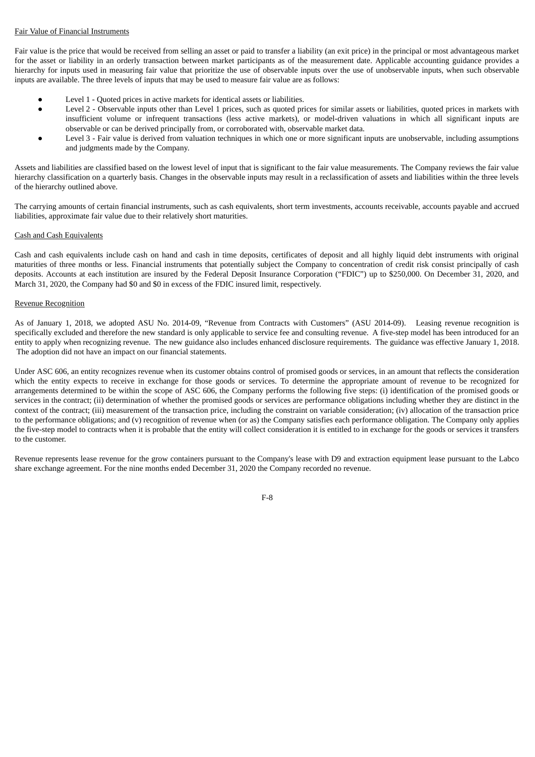Fair Value of Financial Instruments

Fair value is the price that would be received from selling an asset or paid to transfer a liability (an exit price) in the principal or most advantageous market for the asset or liability in an orderly transaction between market participants as of the measurement date. Applicable accounting guidance provides a hierarchy for inputs used in measuring fair value that prioritize the use of observable inputs over the use of unobservable inputs, when such observable inputs are available. The three levels of inputs that may be used to measure fair value are as follows:

- Level 1 - Quoted prices in active markets for identical assets or liabilities.
- Level 2 - Observable inputs other than Level 1 prices, such as quoted prices for similar assets or liabilities, quoted prices in markets with insufficient volume or infrequent transactions (less active markets), or model-driven valuations in which all significant inputs are observable or can be derived principally from, or corroborated with, observable market data.
- Level 3 - Fair value is derived from valuation techniques in which one or more significant inputs are unobservable, including assumptions and judgments made by the Company.

Assets and liabilities are classified based on the lowest level of input that is significant to the fair value measurements. The Company reviews the fair value hierarchy classification on a quarterly basis. Changes in the observable inputs may result in a reclassification of assets and liabilities within the three levels of the hierarchy outlined above.

The carrying amounts of certain financial instruments, such as cash equivalents, short term investments, accounts receivable, accounts payable and accrued liabilities, approximate fair value due to their relatively short maturities.

Cash and Cash Equivalents

Cash and cash equivalents include cash on hand and cash in time deposits, certificates of deposit and all highly liquid debt instruments with original maturities of three months or less. Financial instruments that potentially subject the Company to concentration of credit risk consist principally of cash deposits. Accounts at each institution are insured by the Federal Deposit Insurance Corporation ("FDIC") up to $250,000. On December 31, 2020, and March 31, 2020, the Company had $0 and $0 in excess of the FDIC insured limit, respectively.

Revenue Recognition

As of January 1, 2018, we adopted ASU No. 2014-09, "Revenue from Contracts with Customers" (ASU 2014-09). Leasing revenue recognition is specifically excluded and therefore the new standard is only applicable to service fee and consulting revenue. A five-step model has been introduced for an entity to apply when recognizing revenue. The new guidance also includes enhanced disclosure requirements. The guidance was effective January 1, 2018. The adoption did not have an impact on our financial statements.

Under ASC 606, an entity recognizes revenue when its customer obtains control of promised goods or services, in an amount that reflects the consideration which the entity expects to receive in exchange for those goods or services. To determine the appropriate amount of revenue to be recognized for arrangements determined to be within the scope of ASC 606, the Company performs the following five steps: (i) identification of the promised goods or services in the contract; (ii) determination of whether the promised goods or services are performance obligations including whether they are distinct in the context of the contract; (iii) measurement of the transaction price, including the constraint on variable consideration; (iv) allocation of the transaction price to the performance obligations; and (v) recognition of revenue when (or as) the Company satisfies each performance obligation. The Company only applies the five-step model to contracts when it is probable that the entity will collect consideration it is entitled to in exchange for the goods or services it transfers to the customer.

Revenue represents lease revenue for the grow containers pursuant to the Company's lease with D9 and extraction equipment lease pursuant to the Labco share exchange agreement. For the nine months ended December 31, 2020 the Company recorded no revenue.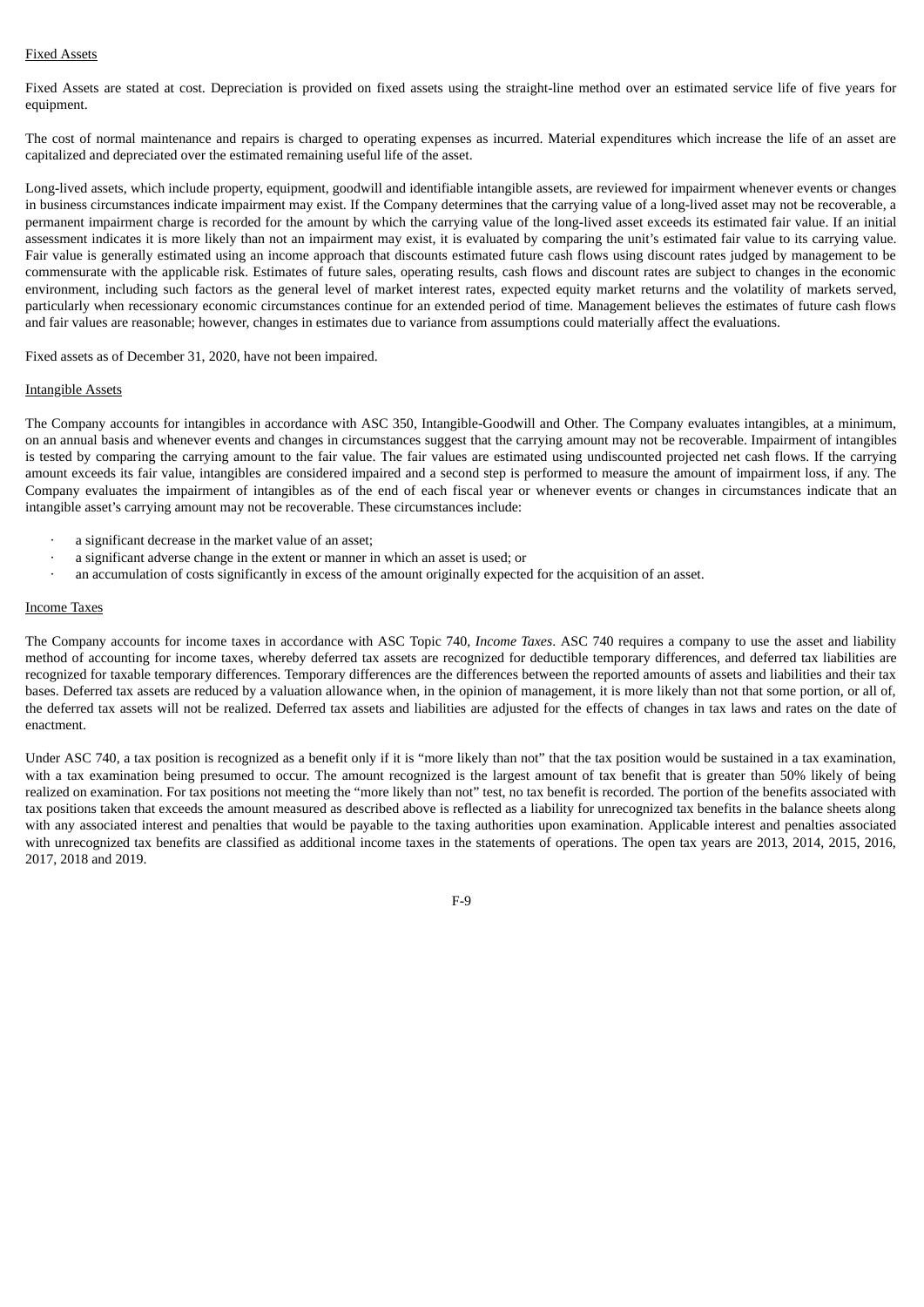Fixed Assets

Fixed Assets are stated at cost. Depreciation is provided on fixed assets using the straight-line method over an estimated service life of five years for equipment.

The cost of normal maintenance and repairs is charged to operating expenses as incurred. Material expenditures which increase the life of an asset are capitalized and depreciated over the estimated remaining useful life of the asset.

Long-lived assets, which include property, equipment, goodwill and identifiable intangible assets, are reviewed for impairment whenever events or changes in business circumstances indicate impairment may exist. If the Company determines that the carrying value of a long-lived asset may not be recoverable, a permanent impairment charge is recorded for the amount by which the carrying value of the long-lived asset exceeds its estimated fair value. If an initial assessment indicates it is more likely than not an impairment may exist, it is evaluated by comparing the unit's estimated fair value to its carrying value. Fair value is generally estimated using an income approach that discounts estimated future cash flows using discount rates judged by management to be commensurate with the applicable risk. Estimates of future sales, operating results, cash flows and discount rates are subject to changes in the economic environment, including such factors as the general level of market interest rates, expected equity market returns and the volatility of markets served, particularly when recessionary economic circumstances continue for an extended period of time. Management believes the estimates of future cash flows and fair values are reasonable; however, changes in estimates due to variance from assumptions could materially affect the evaluations.

Fixed assets as of December 31, 2020, have not been impaired.

Intangible Assets

The Company accounts for intangibles in accordance with ASC 350, Intangible-Goodwill and Other. The Company evaluates intangibles, at a minimum, on an annual basis and whenever events and changes in circumstances suggest that the carrying amount may not be recoverable. Impairment of intangibles is tested by comparing the carrying amount to the fair value. The fair values are estimated using undiscounted projected net cash flows. If the carrying amount exceeds its fair value, intangibles are considered impaired and a second step is performed to measure the amount of impairment loss, if any. The Company evaluates the impairment of intangibles as of the end of each fiscal year or whenever events or changes in circumstances indicate that an intangible asset's carrying amount may not be recoverable. These circumstances include:

- a significant decrease in the market value of an asset;
- a significant adverse change in the extent or manner in which an asset is used; or
- an accumulation of costs significantly in excess of the amount originally expected for the acquisition of an asset.

Income Taxes

The Company accounts for income taxes in accordance with ASC Topic 740, *Income Taxes*. ASC 740 requires a company to use the asset and liability method of accounting for income taxes, whereby deferred tax assets are recognized for deductible temporary differences, and deferred tax liabilities are recognized for taxable temporary differences. Temporary differences are the differences between the reported amounts of assets and liabilities and their tax bases. Deferred tax assets are reduced by a valuation allowance when, in the opinion of management, it is more likely than not that some portion, or all of, the deferred tax assets will not be realized. Deferred tax assets and liabilities are adjusted for the effects of changes in tax laws and rates on the date of enactment.

Under ASC 740, a tax position is recognized as a benefit only if it is "more likely than not" that the tax position would be sustained in a tax examination, with a tax examination being presumed to occur. The amount recognized is the largest amount of tax benefit that is greater than 50% likely of being realized on examination. For tax positions not meeting the "more likely than not" test, no tax benefit is recorded. The portion of the benefits associated with tax positions taken that exceeds the amount measured as described above is reflected as a liability for unrecognized tax benefits in the balance sheets along with any associated interest and penalties that would be payable to the taxing authorities upon examination. Applicable interest and penalties associated with unrecognized tax benefits are classified as additional income taxes in the statements of operations. The open tax years are 2013, 2014, 2015, 2016, 2017, 2018 and 2019.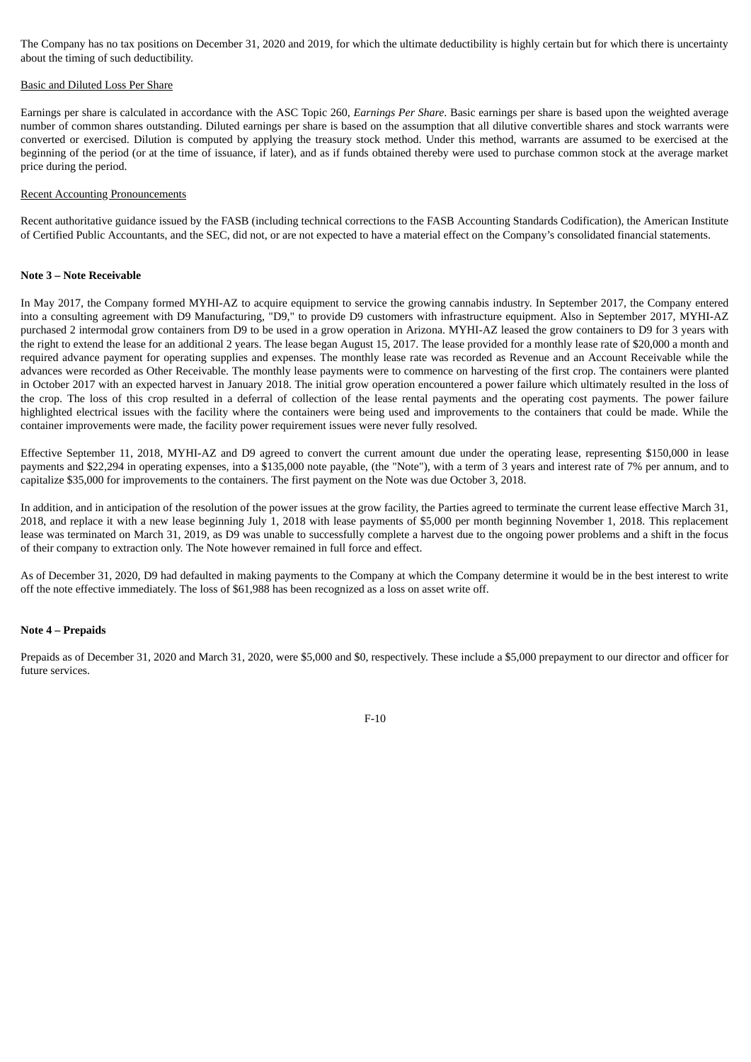The Company has no tax positions on December 31, 2020 and 2019, for which the ultimate deductibility is highly certain but for which there is uncertainty about the timing of such deductibility.

Basic and Diluted Loss Per Share

Earnings per share is calculated in accordance with the ASC Topic 260, *Earnings Per Share*. Basic earnings per share is based upon the weighted average number of common shares outstanding. Diluted earnings per share is based on the assumption that all dilutive convertible shares and stock warrants were converted or exercised. Dilution is computed by applying the treasury stock method. Under this method, warrants are assumed to be exercised at the beginning of the period (or at the time of issuance, if later), and as if funds obtained thereby were used to purchase common stock at the average market price during the period.

Recent Accounting Pronouncements

Recent authoritative guidance issued by the FASB (including technical corrections to the FASB Accounting Standards Codification), the American Institute of Certified Public Accountants, and the SEC, did not, or are not expected to have a material effect on the Company's consolidated financial statements.

**Note 3 – Note Receivable**

In May 2017, the Company formed MYHI-AZ to acquire equipment to service the growing cannabis industry. In September 2017, the Company entered into a consulting agreement with D9 Manufacturing, "D9," to provide D9 customers with infrastructure equipment. Also in September 2017, MYHI-AZ purchased 2 intermodal grow containers from D9 to be used in a grow operation in Arizona. MYHI-AZ leased the grow containers to D9 for 3 years with the right to extend the lease for an additional 2 years. The lease began August 15, 2017. The lease provided for a monthly lease rate of $20,000 a month and required advance payment for operating supplies and expenses. The monthly lease rate was recorded as Revenue and an Account Receivable while the advances were recorded as Other Receivable. The monthly lease payments were to commence on harvesting of the first crop. The containers were planted in October 2017 with an expected harvest in January 2018. The initial grow operation encountered a power failure which ultimately resulted in the loss of the crop. The loss of this crop resulted in a deferral of collection of the lease rental payments and the operating cost payments. The power failure highlighted electrical issues with the facility where the containers were being used and improvements to the containers that could be made. While the container improvements were made, the facility power requirement issues were never fully resolved.

Effective September 11, 2018, MYHI-AZ and D9 agreed to convert the current amount due under the operating lease, representing $150,000 in lease payments and $22,294 in operating expenses, into a $135,000 note payable, (the "Note"), with a term of 3 years and interest rate of 7% per annum, and to capitalize $35,000 for improvements to the containers. The first payment on the Note was due October 3, 2018.

In addition, and in anticipation of the resolution of the power issues at the grow facility, the Parties agreed to terminate the current lease effective March 31, 2018, and replace it with a new lease beginning July 1, 2018 with lease payments of $5,000 per month beginning November 1, 2018. This replacement lease was terminated on March 31, 2019, as D9 was unable to successfully complete a harvest due to the ongoing power problems and a shift in the focus of their company to extraction only. The Note however remained in full force and effect.

As of December 31, 2020, D9 had defaulted in making payments to the Company at which the Company determine it would be in the best interest to write off the note effective immediately. The loss of $61,988 has been recognized as a loss on asset write off.

**Note 4 – Prepaids**

Prepaids as of December 31, 2020 and March 31, 2020, were $5,000 and $0, respectively. These include a $5,000 prepayment to our director and officer for future services.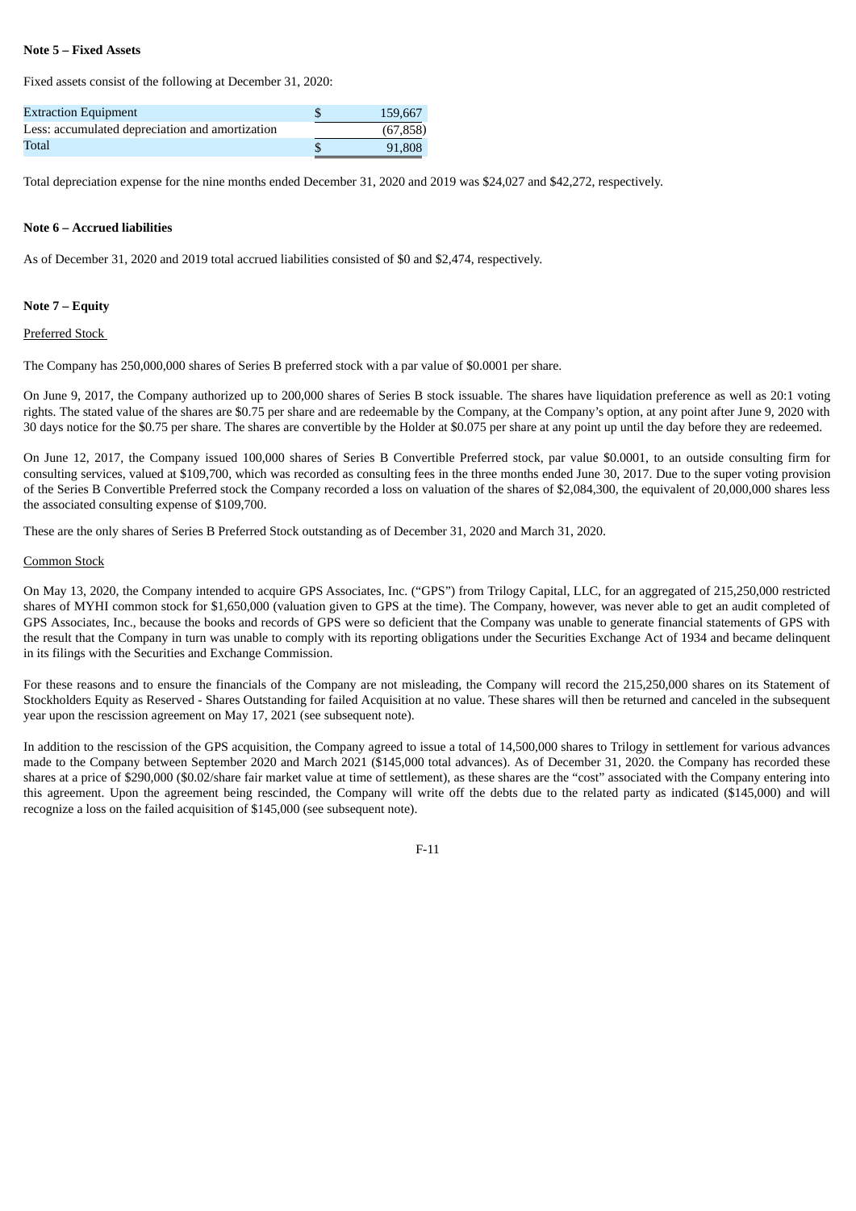**Note 5 – Fixed Assets**

Fixed assets consist of the following at December 31, 2020:

| | | |
|---|---|---|
| Extraction Equipment | $ | 159,667 |
| Less: accumulated depreciation and amortization | | (67,858) |
| Total | $ | 91,808 |

Total depreciation expense for the nine months ended December 31, 2020 and 2019 was $24,027 and $42,272, respectively.

**Note 6 – Accrued liabilities**

As of December 31, 2020 and 2019 total accrued liabilities consisted of $0 and $2,474, respectively.

**Note 7 – Equity**

Preferred Stock

The Company has 250,000,000 shares of Series B preferred stock with a par value of $0.0001 per share.

On June 9, 2017, the Company authorized up to 200,000 shares of Series B stock issuable. The shares have liquidation preference as well as 20:1 voting rights. The stated value of the shares are $0.75 per share and are redeemable by the Company, at the Company's option, at any point after June 9, 2020 with 30 days notice for the $0.75 per share. The shares are convertible by the Holder at $0.075 per share at any point up until the day before they are redeemed.

On June 12, 2017, the Company issued 100,000 shares of Series B Convertible Preferred stock, par value $0.0001, to an outside consulting firm for consulting services, valued at $109,700, which was recorded as consulting fees in the three months ended June 30, 2017. Due to the super voting provision of the Series B Convertible Preferred stock the Company recorded a loss on valuation of the shares of $2,084,300, the equivalent of 20,000,000 shares less the associated consulting expense of $109,700.

These are the only shares of Series B Preferred Stock outstanding as of December 31, 2020 and March 31, 2020.

Common Stock

On May 13, 2020, the Company intended to acquire GPS Associates, Inc. ("GPS") from Trilogy Capital, LLC, for an aggregated of 215,250,000 restricted shares of MYHI common stock for $1,650,000 (valuation given to GPS at the time). The Company, however, was never able to get an audit completed of GPS Associates, Inc., because the books and records of GPS were so deficient that the Company was unable to generate financial statements of GPS with the result that the Company in turn was unable to comply with its reporting obligations under the Securities Exchange Act of 1934 and became delinquent in its filings with the Securities and Exchange Commission.

For these reasons and to ensure the financials of the Company are not misleading, the Company will record the 215,250,000 shares on its Statement of Stockholders Equity as Reserved - Shares Outstanding for failed Acquisition at no value. These shares will then be returned and canceled in the subsequent year upon the rescission agreement on May 17, 2021 (see subsequent note).

In addition to the rescission of the GPS acquisition, the Company agreed to issue a total of 14,500,000 shares to Trilogy in settlement for various advances made to the Company between September 2020 and March 2021 ($145,000 total advances). As of December 31, 2020. the Company has recorded these shares at a price of $290,000 ($0.02/share fair market value at time of settlement), as these shares are the "cost" associated with the Company entering into this agreement. Upon the agreement being rescinded, the Company will write off the debts due to the related party as indicated ($145,000) and will recognize a loss on the failed acquisition of $145,000 (see subsequent note).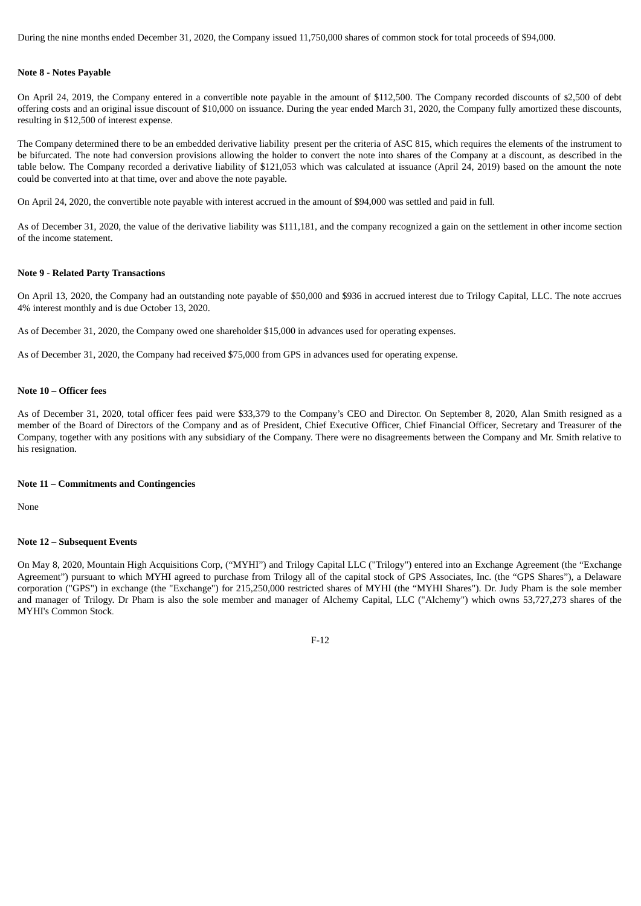During the nine months ended December 31, 2020, the Company issued 11,750,000 shares of common stock for total proceeds of $94,000.

**Note 8 - Notes Payable**

On April 24, 2019, the Company entered in a convertible note payable in the amount of $112,500. The Company recorded discounts of $2,500 of debt offering costs and an original issue discount of $10,000 on issuance. During the year ended March 31, 2020, the Company fully amortized these discounts, resulting in $12,500 of interest expense.

The Company determined there to be an embedded derivative liability present per the criteria of ASC 815, which requires the elements of the instrument to be bifurcated. The note had conversion provisions allowing the holder to convert the note into shares of the Company at a discount, as described in the table below. The Company recorded a derivative liability of $121,053 which was calculated at issuance (April 24, 2019) based on the amount the note could be converted into at that time, over and above the note payable.

On April 24, 2020, the convertible note payable with interest accrued in the amount of $94,000 was settled and paid in full.

As of December 31, 2020, the value of the derivative liability was $111,181, and the company recognized a gain on the settlement in other income section of the income statement.

**Note 9 - Related Party Transactions**

On April 13, 2020, the Company had an outstanding note payable of $50,000 and $936 in accrued interest due to Trilogy Capital, LLC. The note accrues 4% interest monthly and is due October 13, 2020.

As of December 31, 2020, the Company owed one shareholder $15,000 in advances used for operating expenses.

As of December 31, 2020, the Company had received $75,000 from GPS in advances used for operating expense.

**Note 10 – Officer fees**

As of December 31, 2020, total officer fees paid were $33,379 to the Company's CEO and Director. On September 8, 2020, Alan Smith resigned as a member of the Board of Directors of the Company and as of President, Chief Executive Officer, Chief Financial Officer, Secretary and Treasurer of the Company, together with any positions with any subsidiary of the Company. There were no disagreements between the Company and Mr. Smith relative to his resignation.

**Note 11 – Commitments and Contingencies**

None

**Note 12 – Subsequent Events**

On May 8, 2020, Mountain High Acquisitions Corp, ("MYHI") and Trilogy Capital LLC ("Trilogy") entered into an Exchange Agreement (the "Exchange Agreement") pursuant to which MYHI agreed to purchase from Trilogy all of the capital stock of GPS Associates, Inc. (the "GPS Shares"), a Delaware corporation ("GPS") in exchange (the "Exchange") for 215,250,000 restricted shares of MYHI (the "MYHI Shares"). Dr. Judy Pham is the sole member and manager of Trilogy. Dr Pham is also the sole member and manager of Alchemy Capital, LLC ("Alchemy") which owns 53,727,273 shares of the MYHI's Common Stock.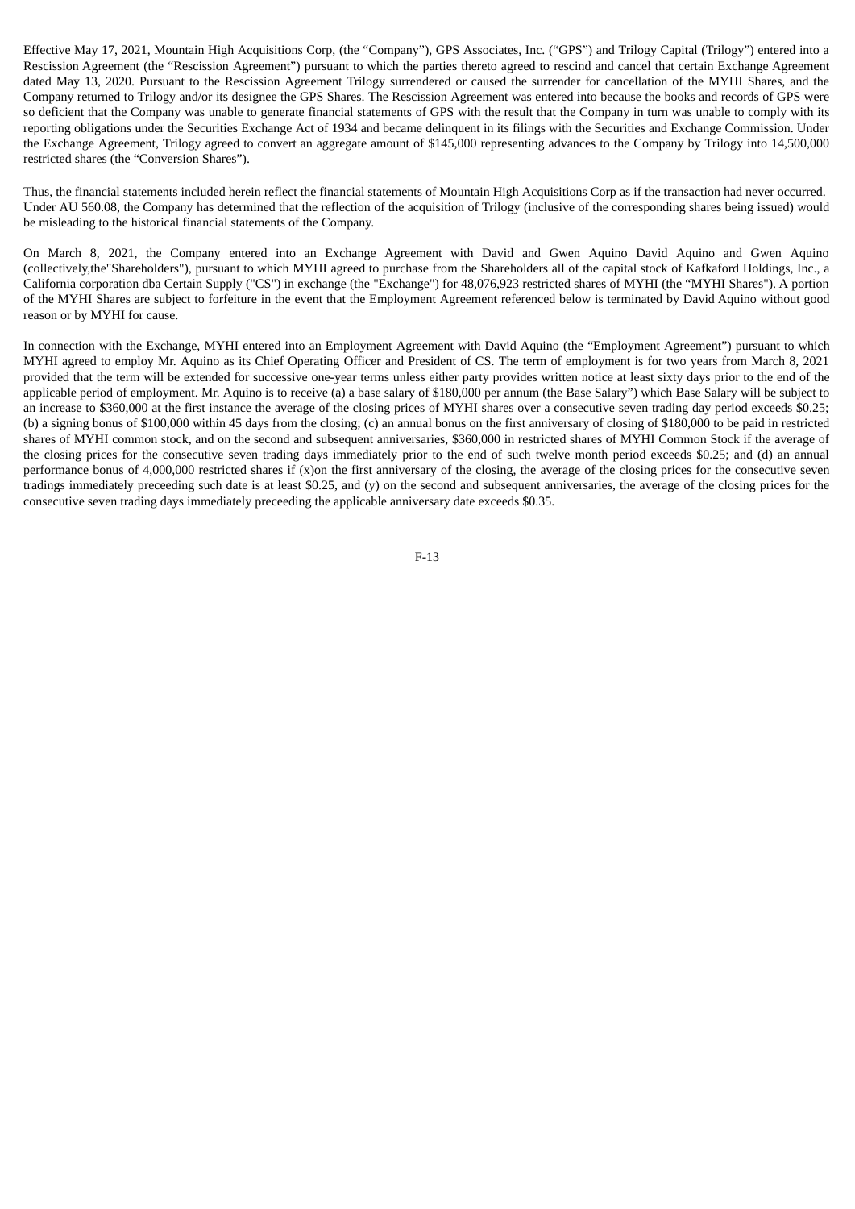Effective May 17, 2021, Mountain High Acquisitions Corp, (the "Company"), GPS Associates, Inc. ("GPS") and Trilogy Capital (Trilogy") entered into a Rescission Agreement (the "Rescission Agreement") pursuant to which the parties thereto agreed to rescind and cancel that certain Exchange Agreement dated May 13, 2020. Pursuant to the Rescission Agreement Trilogy surrendered or caused the surrender for cancellation of the MYHI Shares, and the Company returned to Trilogy and/or its designee the GPS Shares. The Rescission Agreement was entered into because the books and records of GPS were so deficient that the Company was unable to generate financial statements of GPS with the result that the Company in turn was unable to comply with its reporting obligations under the Securities Exchange Act of 1934 and became delinquent in its filings with the Securities and Exchange Commission. Under the Exchange Agreement, Trilogy agreed to convert an aggregate amount of $145,000 representing advances to the Company by Trilogy into 14,500,000 restricted shares (the "Conversion Shares").

Thus, the financial statements included herein reflect the financial statements of Mountain High Acquisitions Corp as if the transaction had never occurred. Under AU 560.08, the Company has determined that the reflection of the acquisition of Trilogy (inclusive of the corresponding shares being issued) would be misleading to the historical financial statements of the Company.

On March 8, 2021, the Company entered into an Exchange Agreement with David and Gwen Aquino David Aquino and Gwen Aquino (collectively,the"Shareholders"), pursuant to which MYHI agreed to purchase from the Shareholders all of the capital stock of Kafkaford Holdings, Inc., a California corporation dba Certain Supply ("CS") in exchange (the "Exchange") for 48,076,923 restricted shares of MYHI (the "MYHI Shares"). A portion of the MYHI Shares are subject to forfeiture in the event that the Employment Agreement referenced below is terminated by David Aquino without good reason or by MYHI for cause.

In connection with the Exchange, MYHI entered into an Employment Agreement with David Aquino (the "Employment Agreement") pursuant to which MYHI agreed to employ Mr. Aquino as its Chief Operating Officer and President of CS. The term of employment is for two years from March 8, 2021 provided that the term will be extended for successive one-year terms unless either party provides written notice at least sixty days prior to the end of the applicable period of employment. Mr. Aquino is to receive (a) a base salary of $180,000 per annum (the Base Salary") which Base Salary will be subject to an increase to $360,000 at the first instance the average of the closing prices of MYHI shares over a consecutive seven trading day period exceeds $0.25; (b) a signing bonus of $100,000 within 45 days from the closing; (c) an annual bonus on the first anniversary of closing of $180,000 to be paid in restricted shares of MYHI common stock, and on the second and subsequent anniversaries, $360,000 in restricted shares of MYHI Common Stock if the average of the closing prices for the consecutive seven trading days immediately prior to the end of such twelve month period exceeds $0.25; and (d) an annual performance bonus of 4,000,000 restricted shares if (x)on the first anniversary of the closing, the average of the closing prices for the consecutive seven tradings immediately preceeding such date is at least $0.25, and (y) on the second and subsequent anniversaries, the average of the closing prices for the consecutive seven trading days immediately preceeding the applicable anniversary date exceeds $0.35.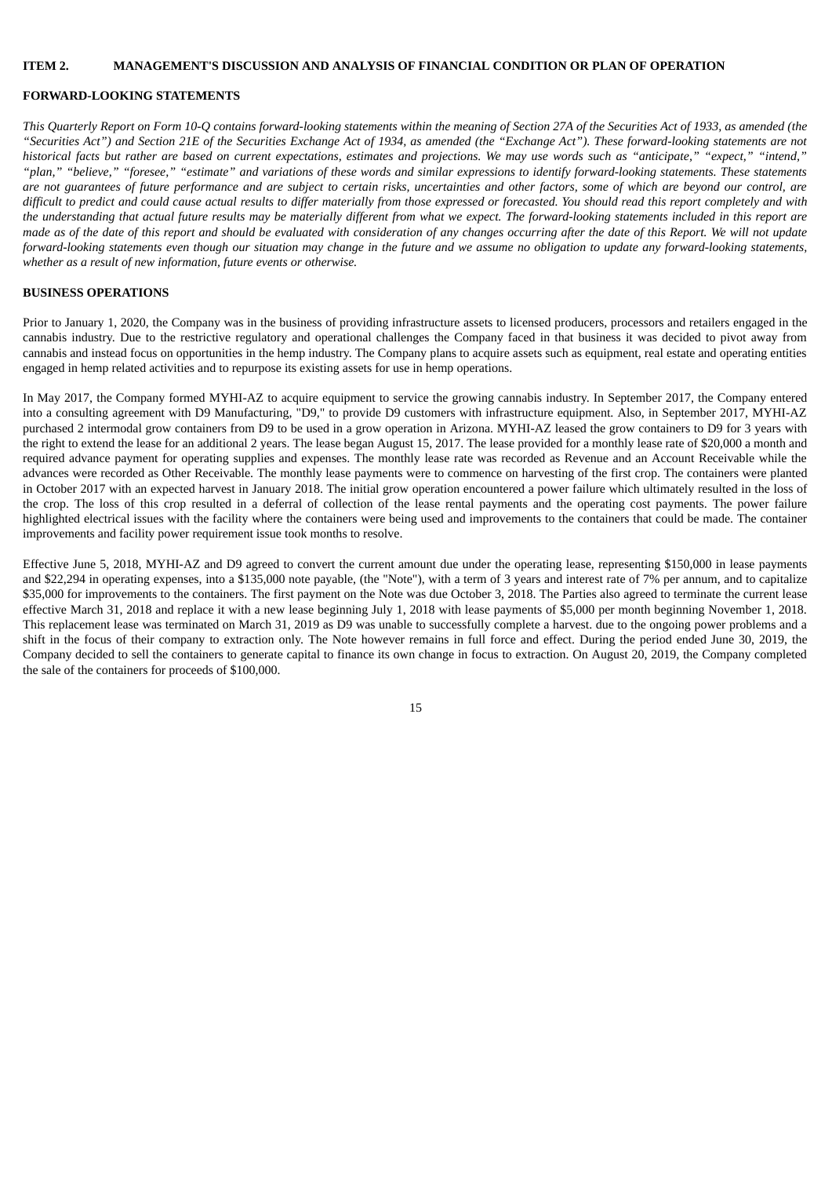## ITEM 2. MANAGEMENT'S DISCUSSION AND ANALYSIS OF FINANCIAL CONDITION OR PLAN OF OPERATION

### FORWARD-LOOKING STATEMENTS

*This Quarterly Report on Form 10-Q contains forward-looking statements within the meaning of Section 27A of the Securities Act of 1933, as amended (the "Securities Act") and Section 21E of the Securities Exchange Act of 1934, as amended (the "Exchange Act"). These forward-looking statements are not historical facts but rather are based on current expectations, estimates and projections. We may use words such as "anticipate," "expect," "intend," "plan," "believe," "foresee," "estimate" and variations of these words and similar expressions to identify forward-looking statements. These statements are not guarantees of future performance and are subject to certain risks, uncertainties and other factors, some of which are beyond our control, are difficult to predict and could cause actual results to differ materially from those expressed or forecasted. You should read this report completely and with the understanding that actual future results may be materially different from what we expect. The forward-looking statements included in this report are made as of the date of this report and should be evaluated with consideration of any changes occurring after the date of this Report. We will not update forward-looking statements even though our situation may change in the future and we assume no obligation to update any forward-looking statements, whether as a result of new information, future events or otherwise.*

### BUSINESS OPERATIONS

Prior to January 1, 2020, the Company was in the business of providing infrastructure assets to licensed producers, processors and retailers engaged in the cannabis industry. Due to the restrictive regulatory and operational challenges the Company faced in that business it was decided to pivot away from cannabis and instead focus on opportunities in the hemp industry. The Company plans to acquire assets such as equipment, real estate and operating entities engaged in hemp related activities and to repurpose its existing assets for use in hemp operations.

In May 2017, the Company formed MYHI-AZ to acquire equipment to service the growing cannabis industry. In September 2017, the Company entered into a consulting agreement with D9 Manufacturing, "D9," to provide D9 customers with infrastructure equipment. Also, in September 2017, MYHI-AZ purchased 2 intermodal grow containers from D9 to be used in a grow operation in Arizona. MYHI-AZ leased the grow containers to D9 for 3 years with the right to extend the lease for an additional 2 years. The lease began August 15, 2017. The lease provided for a monthly lease rate of $20,000 a month and required advance payment for operating supplies and expenses. The monthly lease rate was recorded as Revenue and an Account Receivable while the advances were recorded as Other Receivable. The monthly lease payments were to commence on harvesting of the first crop. The containers were planted in October 2017 with an expected harvest in January 2018. The initial grow operation encountered a power failure which ultimately resulted in the loss of the crop. The loss of this crop resulted in a deferral of collection of the lease rental payments and the operating cost payments. The power failure highlighted electrical issues with the facility where the containers were being used and improvements to the containers that could be made. The container improvements and facility power requirement issue took months to resolve.

Effective June 5, 2018, MYHI-AZ and D9 agreed to convert the current amount due under the operating lease, representing $150,000 in lease payments and $22,294 in operating expenses, into a $135,000 note payable, (the "Note"), with a term of 3 years and interest rate of 7% per annum, and to capitalize $35,000 for improvements to the containers. The first payment on the Note was due October 3, 2018. The Parties also agreed to terminate the current lease effective March 31, 2018 and replace it with a new lease beginning July 1, 2018 with lease payments of $5,000 per month beginning November 1, 2018. This replacement lease was terminated on March 31, 2019 as D9 was unable to successfully complete a harvest. due to the ongoing power problems and a shift in the focus of their company to extraction only. The Note however remains in full force and effect. During the period ended June 30, 2019, the Company decided to sell the containers to generate capital to finance its own change in focus to extraction. On August 20, 2019, the Company completed the sale of the containers for proceeds of $100,000.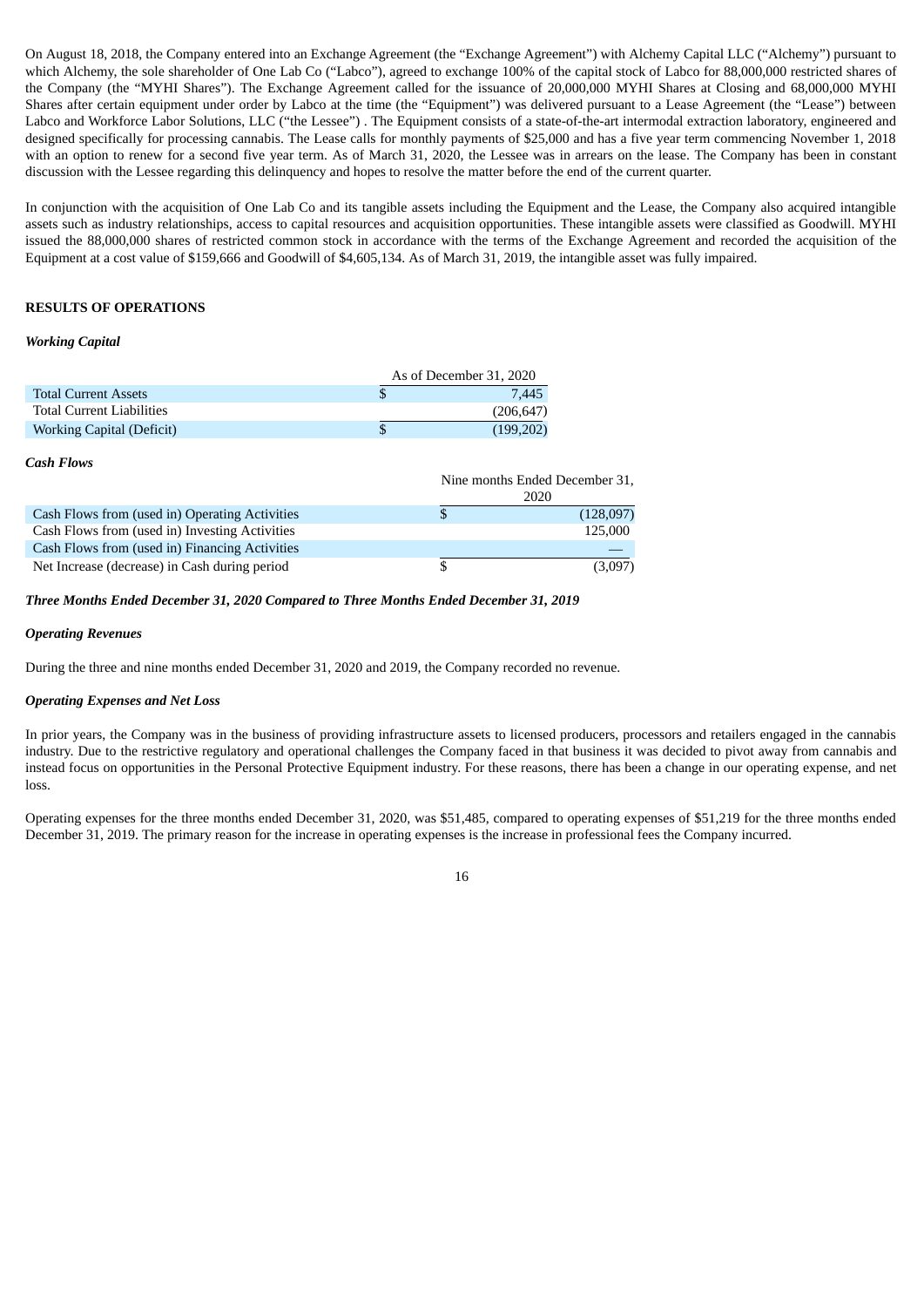On August 18, 2018, the Company entered into an Exchange Agreement (the "Exchange Agreement") with Alchemy Capital LLC ("Alchemy") pursuant to which Alchemy, the sole shareholder of One Lab Co ("Labco"), agreed to exchange 100% of the capital stock of Labco for 88,000,000 restricted shares of the Company (the "MYHI Shares"). The Exchange Agreement called for the issuance of 20,000,000 MYHI Shares at Closing and 68,000,000 MYHI Shares after certain equipment under order by Labco at the time (the "Equipment") was delivered pursuant to a Lease Agreement (the "Lease") between Labco and Workforce Labor Solutions, LLC ("the Lessee") . The Equipment consists of a state-of-the-art intermodal extraction laboratory, engineered and designed specifically for processing cannabis. The Lease calls for monthly payments of $25,000 and has a five year term commencing November 1, 2018 with an option to renew for a second five year term. As of March 31, 2020, the Lessee was in arrears on the lease. The Company has been in constant discussion with the Lessee regarding this delinquency and hopes to resolve the matter before the end of the current quarter.

In conjunction with the acquisition of One Lab Co and its tangible assets including the Equipment and the Lease, the Company also acquired intangible assets such as industry relationships, access to capital resources and acquisition opportunities. These intangible assets were classified as Goodwill. MYHI issued the 88,000,000 shares of restricted common stock in accordance with the terms of the Exchange Agreement and recorded the acquisition of the Equipment at a cost value of $159,666 and Goodwill of $4,605,134. As of March 31, 2019, the intangible asset was fully impaired.

**RESULTS OF OPERATIONS**

***Working Capital***

| | As of December 31, 2020 |
|---|---|
| Total Current Assets | $ 7,445 |
| Total Current Liabilities | (206,647) |
| Working Capital (Deficit) | $ (199,202) |

***Cash Flows***

| | Nine months Ended December 31, 2020 |
|---|---|
| Cash Flows from (used in) Operating Activities | $ (128,097) |
| Cash Flows from (used in) Investing Activities | 125,000 |
| Cash Flows from (used in) Financing Activities | — |
| Net Increase (decrease) in Cash during period | $ (3,097) |

***Three Months Ended December 31, 2020 Compared to Three Months Ended December 31, 2019***

***Operating Revenues***

During the three and nine months ended December 31, 2020 and 2019, the Company recorded no revenue.

***Operating Expenses and Net Loss***

In prior years, the Company was in the business of providing infrastructure assets to licensed producers, processors and retailers engaged in the cannabis industry. Due to the restrictive regulatory and operational challenges the Company faced in that business it was decided to pivot away from cannabis and instead focus on opportunities in the Personal Protective Equipment industry. For these reasons, there has been a change in our operating expense, and net loss.

Operating expenses for the three months ended December 31, 2020, was $51,485, compared to operating expenses of $51,219 for the three months ended December 31, 2019. The primary reason for the increase in operating expenses is the increase in professional fees the Company incurred.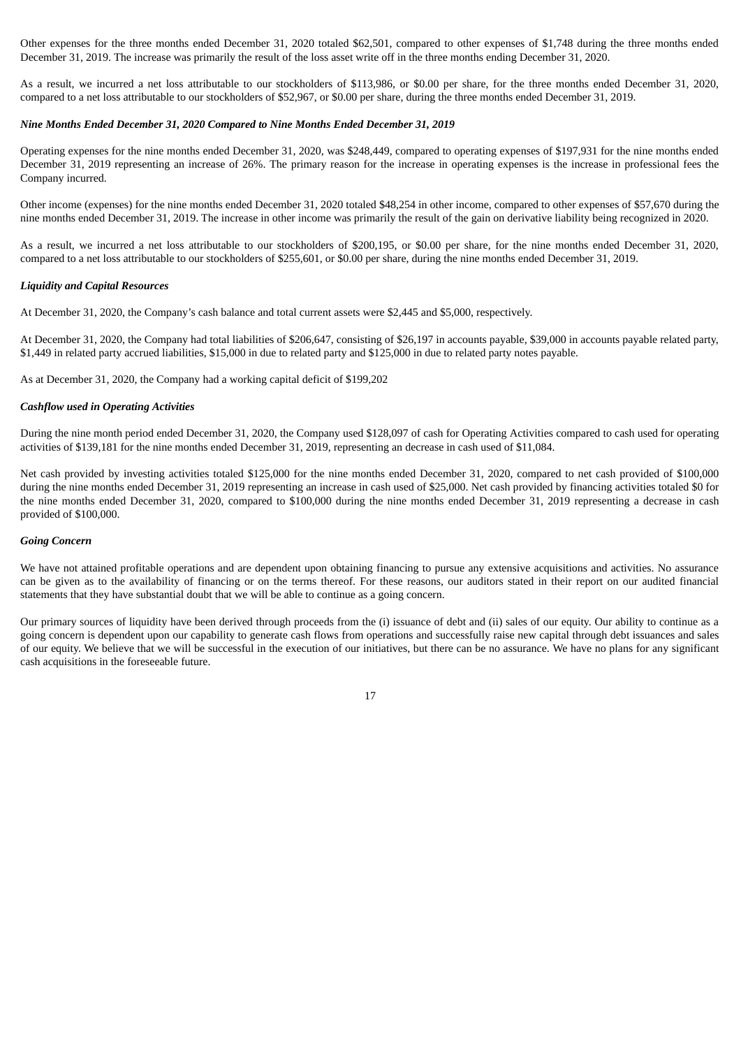Other expenses for the three months ended December 31, 2020 totaled $62,501, compared to other expenses of $1,748 during the three months ended December 31, 2019. The increase was primarily the result of the loss asset write off in the three months ending December 31, 2020.

As a result, we incurred a net loss attributable to our stockholders of $113,986, or $0.00 per share, for the three months ended December 31, 2020, compared to a net loss attributable to our stockholders of $52,967, or $0.00 per share, during the three months ended December 31, 2019.

***Nine Months Ended December 31, 2020 Compared to Nine Months Ended December 31, 2019***

Operating expenses for the nine months ended December 31, 2020, was $248,449, compared to operating expenses of $197,931 for the nine months ended December 31, 2019 representing an increase of 26%. The primary reason for the increase in operating expenses is the increase in professional fees the Company incurred.

Other income (expenses) for the nine months ended December 31, 2020 totaled $48,254 in other income, compared to other expenses of $57,670 during the nine months ended December 31, 2019. The increase in other income was primarily the result of the gain on derivative liability being recognized in 2020.

As a result, we incurred a net loss attributable to our stockholders of $200,195, or $0.00 per share, for the nine months ended December 31, 2020, compared to a net loss attributable to our stockholders of $255,601, or $0.00 per share, during the nine months ended December 31, 2019.

***Liquidity and Capital Resources***

At December 31, 2020, the Company's cash balance and total current assets were $2,445 and $5,000, respectively.

At December 31, 2020, the Company had total liabilities of $206,647, consisting of $26,197 in accounts payable, $39,000 in accounts payable related party, $1,449 in related party accrued liabilities, $15,000 in due to related party and $125,000 in due to related party notes payable.

As at December 31, 2020, the Company had a working capital deficit of $199,202

***Cashflow used in Operating Activities***

During the nine month period ended December 31, 2020, the Company used $128,097 of cash for Operating Activities compared to cash used for operating activities of $139,181 for the nine months ended December 31, 2019, representing an decrease in cash used of $11,084.

Net cash provided by investing activities totaled $125,000 for the nine months ended December 31, 2020, compared to net cash provided of $100,000 during the nine months ended December 31, 2019 representing an increase in cash used of $25,000. Net cash provided by financing activities totaled $0 for the nine months ended December 31, 2020, compared to $100,000 during the nine months ended December 31, 2019 representing a decrease in cash provided of $100,000.

***Going Concern***

We have not attained profitable operations and are dependent upon obtaining financing to pursue any extensive acquisitions and activities. No assurance can be given as to the availability of financing or on the terms thereof. For these reasons, our auditors stated in their report on our audited financial statements that they have substantial doubt that we will be able to continue as a going concern.

Our primary sources of liquidity have been derived through proceeds from the (i) issuance of debt and (ii) sales of our equity. Our ability to continue as a going concern is dependent upon our capability to generate cash flows from operations and successfully raise new capital through debt issuances and sales of our equity. We believe that we will be successful in the execution of our initiatives, but there can be no assurance. We have no plans for any significant cash acquisitions in the foreseeable future.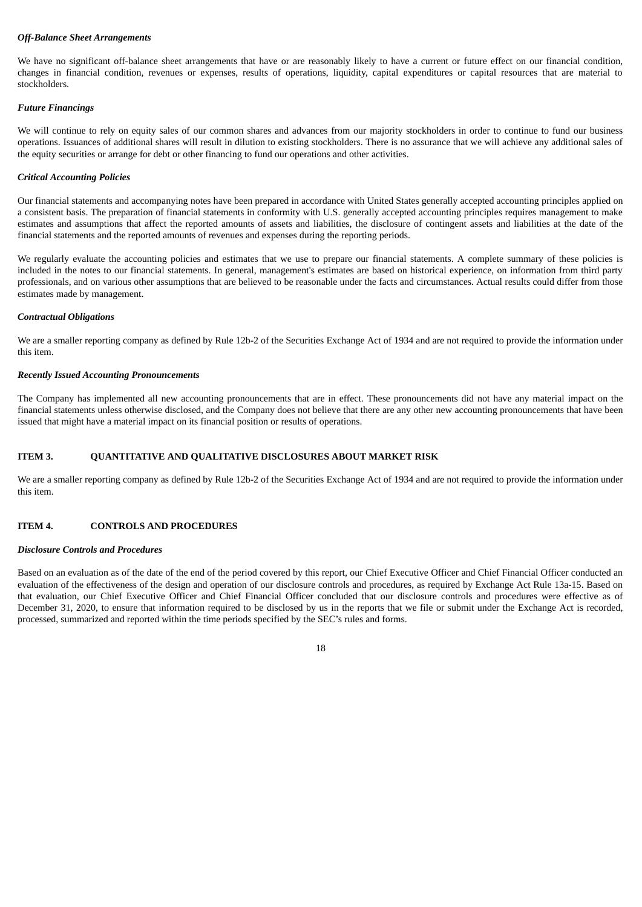***Off-Balance Sheet Arrangements***

We have no significant off-balance sheet arrangements that have or are reasonably likely to have a current or future effect on our financial condition, changes in financial condition, revenues or expenses, results of operations, liquidity, capital expenditures or capital resources that are material to stockholders.

***Future Financings***

We will continue to rely on equity sales of our common shares and advances from our majority stockholders in order to continue to fund our business operations. Issuances of additional shares will result in dilution to existing stockholders. There is no assurance that we will achieve any additional sales of the equity securities or arrange for debt or other financing to fund our operations and other activities.

***Critical Accounting Policies***

Our financial statements and accompanying notes have been prepared in accordance with United States generally accepted accounting principles applied on a consistent basis. The preparation of financial statements in conformity with U.S. generally accepted accounting principles requires management to make estimates and assumptions that affect the reported amounts of assets and liabilities, the disclosure of contingent assets and liabilities at the date of the financial statements and the reported amounts of revenues and expenses during the reporting periods.

We regularly evaluate the accounting policies and estimates that we use to prepare our financial statements. A complete summary of these policies is included in the notes to our financial statements. In general, management's estimates are based on historical experience, on information from third party professionals, and on various other assumptions that are believed to be reasonable under the facts and circumstances. Actual results could differ from those estimates made by management.

***Contractual Obligations***

We are a smaller reporting company as defined by Rule 12b-2 of the Securities Exchange Act of 1934 and are not required to provide the information under this item.

***Recently Issued Accounting Pronouncements***

The Company has implemented all new accounting pronouncements that are in effect. These pronouncements did not have any material impact on the financial statements unless otherwise disclosed, and the Company does not believe that there are any other new accounting pronouncements that have been issued that might have a material impact on its financial position or results of operations.

## ITEM 3. QUANTITATIVE AND QUALITATIVE DISCLOSURES ABOUT MARKET RISK

We are a smaller reporting company as defined by Rule 12b-2 of the Securities Exchange Act of 1934 and are not required to provide the information under this item.

## ITEM 4. CONTROLS AND PROCEDURES

***Disclosure Controls and Procedures***

Based on an evaluation as of the date of the end of the period covered by this report, our Chief Executive Officer and Chief Financial Officer conducted an evaluation of the effectiveness of the design and operation of our disclosure controls and procedures, as required by Exchange Act Rule 13a-15. Based on that evaluation, our Chief Executive Officer and Chief Financial Officer concluded that our disclosure controls and procedures were effective as of December 31, 2020, to ensure that information required to be disclosed by us in the reports that we file or submit under the Exchange Act is recorded, processed, summarized and reported within the time periods specified by the SEC's rules and forms.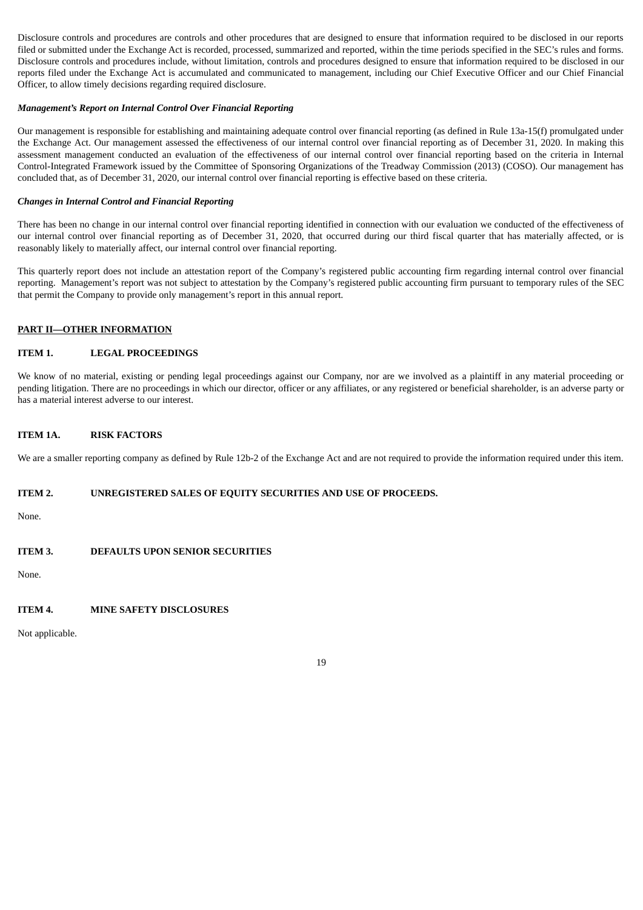Disclosure controls and procedures are controls and other procedures that are designed to ensure that information required to be disclosed in our reports filed or submitted under the Exchange Act is recorded, processed, summarized and reported, within the time periods specified in the SEC's rules and forms. Disclosure controls and procedures include, without limitation, controls and procedures designed to ensure that information required to be disclosed in our reports filed under the Exchange Act is accumulated and communicated to management, including our Chief Executive Officer and our Chief Financial Officer, to allow timely decisions regarding required disclosure.

***Management's Report on Internal Control Over Financial Reporting***

Our management is responsible for establishing and maintaining adequate control over financial reporting (as defined in Rule 13a-15(f) promulgated under the Exchange Act. Our management assessed the effectiveness of our internal control over financial reporting as of December 31, 2020. In making this assessment management conducted an evaluation of the effectiveness of our internal control over financial reporting based on the criteria in Internal Control-Integrated Framework issued by the Committee of Sponsoring Organizations of the Treadway Commission (2013) (COSO). Our management has concluded that, as of December 31, 2020, our internal control over financial reporting is effective based on these criteria.

***Changes in Internal Control and Financial Reporting***

There has been no change in our internal control over financial reporting identified in connection with our evaluation we conducted of the effectiveness of our internal control over financial reporting as of December 31, 2020, that occurred during our third fiscal quarter that has materially affected, or is reasonably likely to materially affect, our internal control over financial reporting.

This quarterly report does not include an attestation report of the Company's registered public accounting firm regarding internal control over financial reporting. Management's report was not subject to attestation by the Company's registered public accounting firm pursuant to temporary rules of the SEC that permit the Company to provide only management's report in this annual report.

## PART II—OTHER INFORMATION

### ITEM 1. LEGAL PROCEEDINGS

We know of no material, existing or pending legal proceedings against our Company, nor are we involved as a plaintiff in any material proceeding or pending litigation. There are no proceedings in which our director, officer or any affiliates, or any registered or beneficial shareholder, is an adverse party or has a material interest adverse to our interest.

### ITEM 1A. RISK FACTORS

We are a smaller reporting company as defined by Rule 12b-2 of the Exchange Act and are not required to provide the information required under this item.

### ITEM 2. UNREGISTERED SALES OF EQUITY SECURITIES AND USE OF PROCEEDS.

None.

### ITEM 3. DEFAULTS UPON SENIOR SECURITIES

None.

### ITEM 4. MINE SAFETY DISCLOSURES

Not applicable.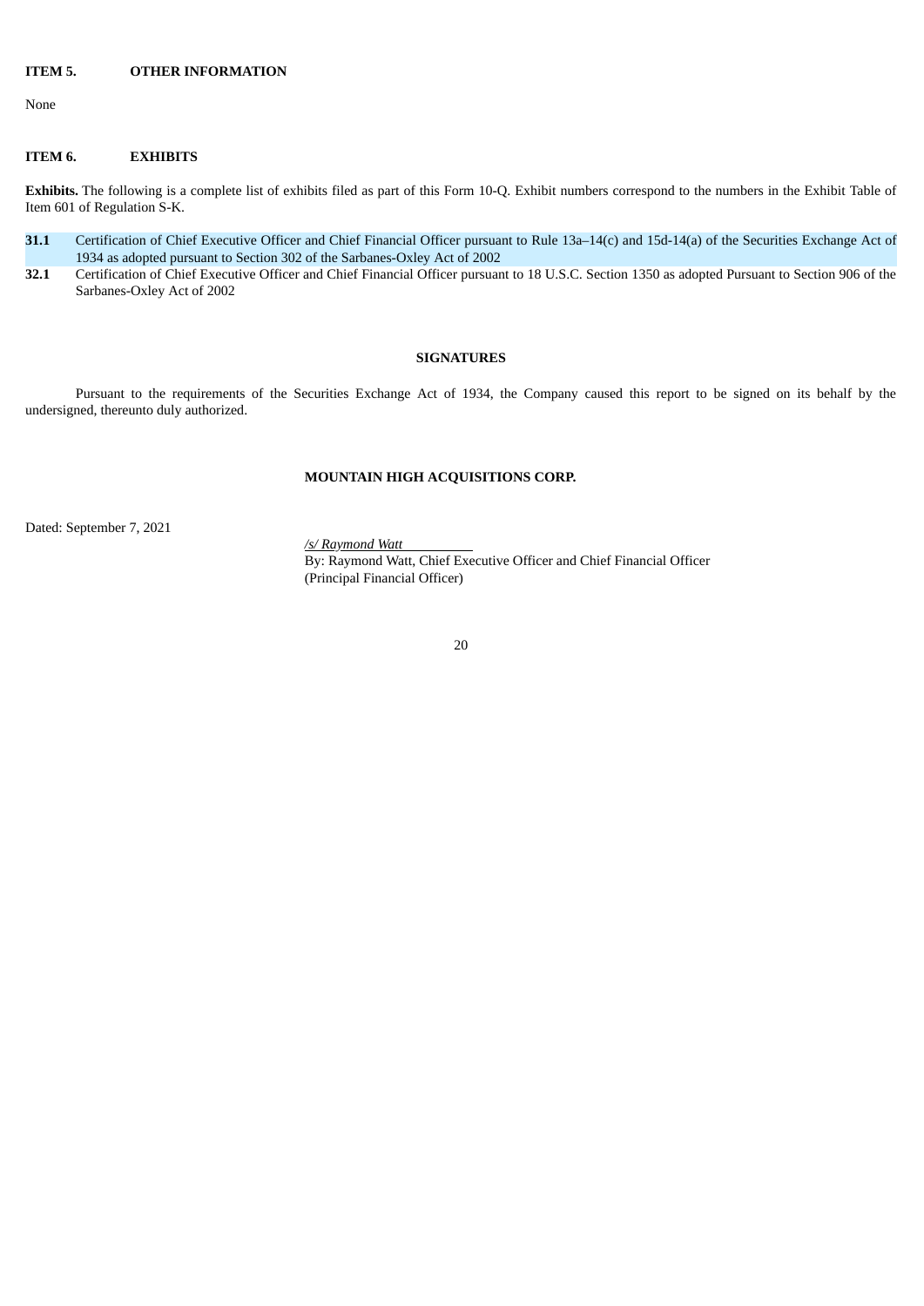**ITEM 5. OTHER INFORMATION**

None

**ITEM 6. EXHIBITS**

**Exhibits.** The following is a complete list of exhibits filed as part of this Form 10-Q. Exhibit numbers correspond to the numbers in the Exhibit Table of Item 601 of Regulation S-K.

| | |
|---|---|
| **31.1** | Certification of Chief Executive Officer and Chief Financial Officer pursuant to Rule 13a–14(c) and 15d-14(a) of the Securities Exchange Act of 1934 as adopted pursuant to Section 302 of the Sarbanes-Oxley Act of 2002 |
| **32.1** | Certification of Chief Executive Officer and Chief Financial Officer pursuant to 18 U.S.C. Section 1350 as adopted Pursuant to Section 906 of the Sarbanes-Oxley Act of 2002 |

**SIGNATURES**

Pursuant to the requirements of the Securities Exchange Act of 1934, the Company caused this report to be signed on its behalf by the undersigned, thereunto duly authorized.

**MOUNTAIN HIGH ACQUISITIONS CORP.**

Dated: September 7, 2021

*/s/ Raymond Watt*
By: Raymond Watt, Chief Executive Officer and Chief Financial Officer
(Principal Financial Officer)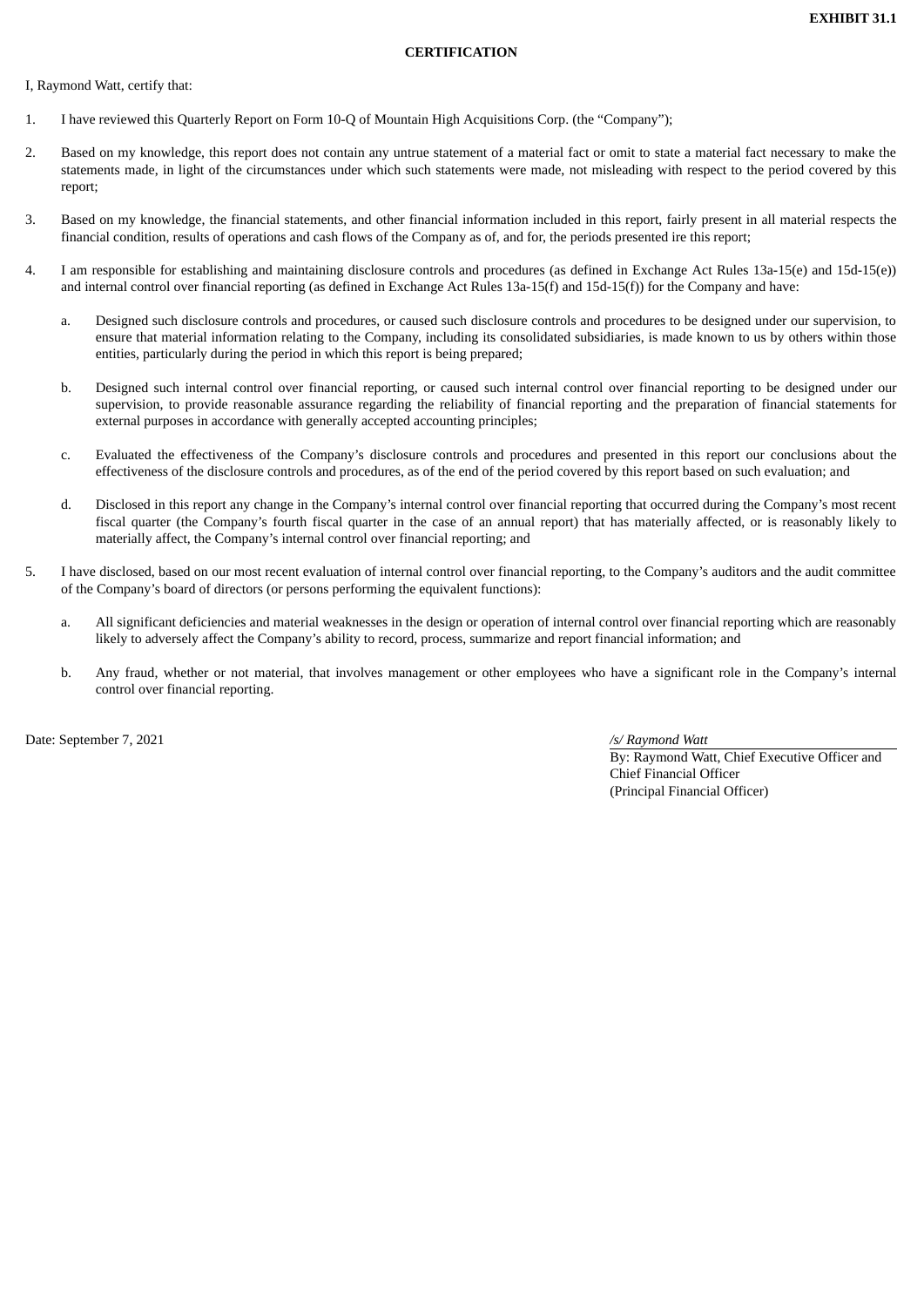**EXHIBIT 31.1**

**CERTIFICATION**

I, Raymond Watt, certify that:

1. I have reviewed this Quarterly Report on Form 10-Q of Mountain High Acquisitions Corp. (the "Company");

2. Based on my knowledge, this report does not contain any untrue statement of a material fact or omit to state a material fact necessary to make the statements made, in light of the circumstances under which such statements were made, not misleading with respect to the period covered by this report;

3. Based on my knowledge, the financial statements, and other financial information included in this report, fairly present in all material respects the financial condition, results of operations and cash flows of the Company as of, and for, the periods presented ire this report;

4. I am responsible for establishing and maintaining disclosure controls and procedures (as defined in Exchange Act Rules 13a-15(e) and 15d-15(e)) and internal control over financial reporting (as defined in Exchange Act Rules 13a-15(f) and 15d-15(f)) for the Company and have:

   a. Designed such disclosure controls and procedures, or caused such disclosure controls and procedures to be designed under our supervision, to ensure that material information relating to the Company, including its consolidated subsidiaries, is made known to us by others within those entities, particularly during the period in which this report is being prepared;

   b. Designed such internal control over financial reporting, or caused such internal control over financial reporting to be designed under our supervision, to provide reasonable assurance regarding the reliability of financial reporting and the preparation of financial statements for external purposes in accordance with generally accepted accounting principles;

   c. Evaluated the effectiveness of the Company's disclosure controls and procedures and presented in this report our conclusions about the effectiveness of the disclosure controls and procedures, as of the end of the period covered by this report based on such evaluation; and

   d. Disclosed in this report any change in the Company's internal control over financial reporting that occurred during the Company's most recent fiscal quarter (the Company's fourth fiscal quarter in the case of an annual report) that has materially affected, or is reasonably likely to materially affect, the Company's internal control over financial reporting; and

5. I have disclosed, based on our most recent evaluation of internal control over financial reporting, to the Company's auditors and the audit committee of the Company's board of directors (or persons performing the equivalent functions):

   a. All significant deficiencies and material weaknesses in the design or operation of internal control over financial reporting which are reasonably likely to adversely affect the Company's ability to record, process, summarize and report financial information; and

   b. Any fraud, whether or not material, that involves management or other employees who have a significant role in the Company's internal control over financial reporting.

Date: September 7, 2021

*/s/ Raymond Watt*
By: Raymond Watt, Chief Executive Officer and Chief Financial Officer
(Principal Financial Officer)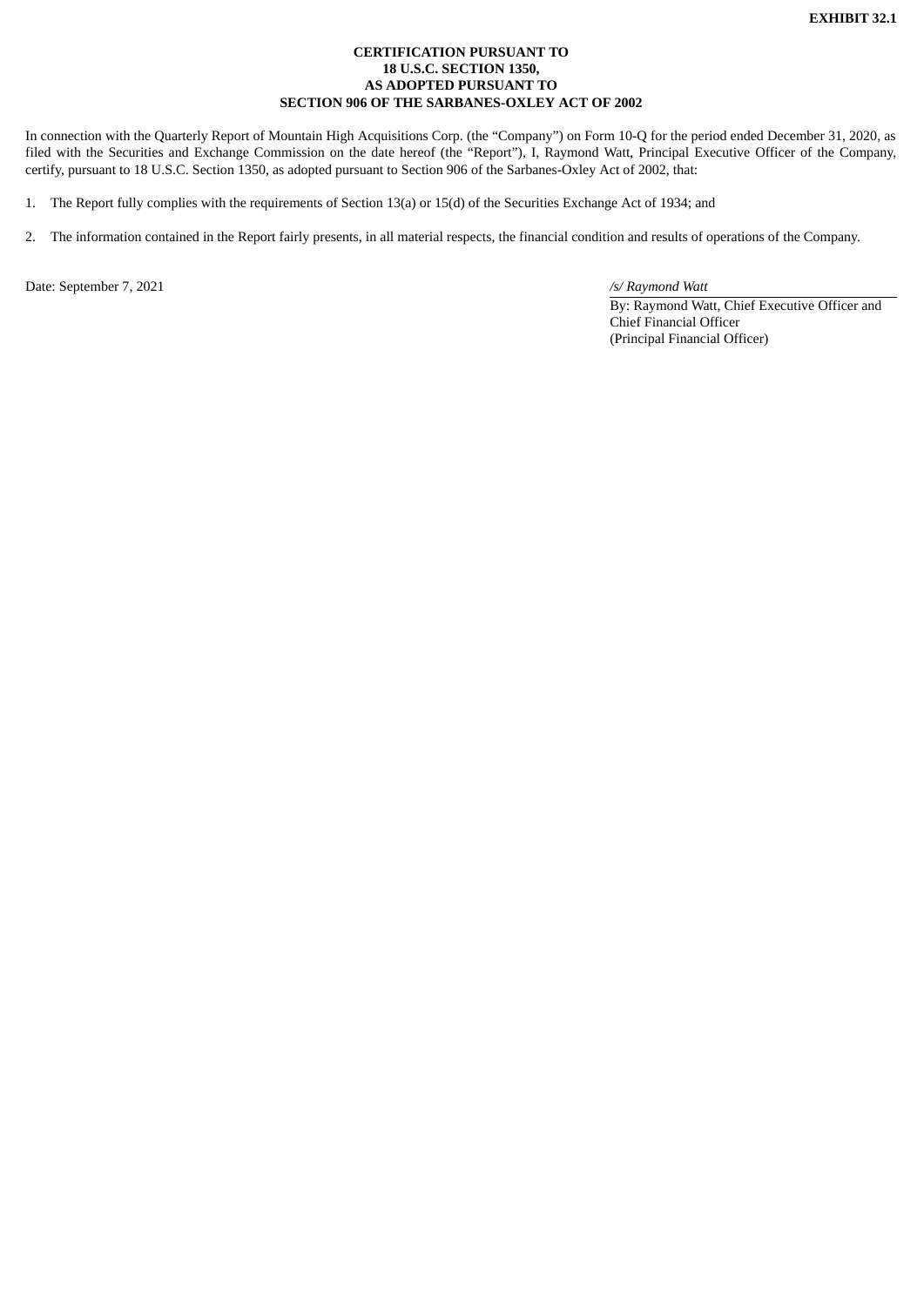**EXHIBIT 32.1**

**CERTIFICATION PURSUANT TO**
**18 U.S.C. SECTION 1350,**
**AS ADOPTED PURSUANT TO**
**SECTION 906 OF THE SARBANES-OXLEY ACT OF 2002**

In connection with the Quarterly Report of Mountain High Acquisitions Corp. (the "Company") on Form 10-Q for the period ended December 31, 2020, as filed with the Securities and Exchange Commission on the date hereof (the "Report"), I, Raymond Watt, Principal Executive Officer of the Company, certify, pursuant to 18 U.S.C. Section 1350, as adopted pursuant to Section 906 of the Sarbanes-Oxley Act of 2002, that:

1. The Report fully complies with the requirements of Section 13(a) or 15(d) of the Securities Exchange Act of 1934; and

2. The information contained in the Report fairly presents, in all material respects, the financial condition and results of operations of the Company.

Date: September 7, 2021

*/s/ Raymond Watt*

By: Raymond Watt, Chief Executive Officer and Chief Financial Officer
(Principal Financial Officer)